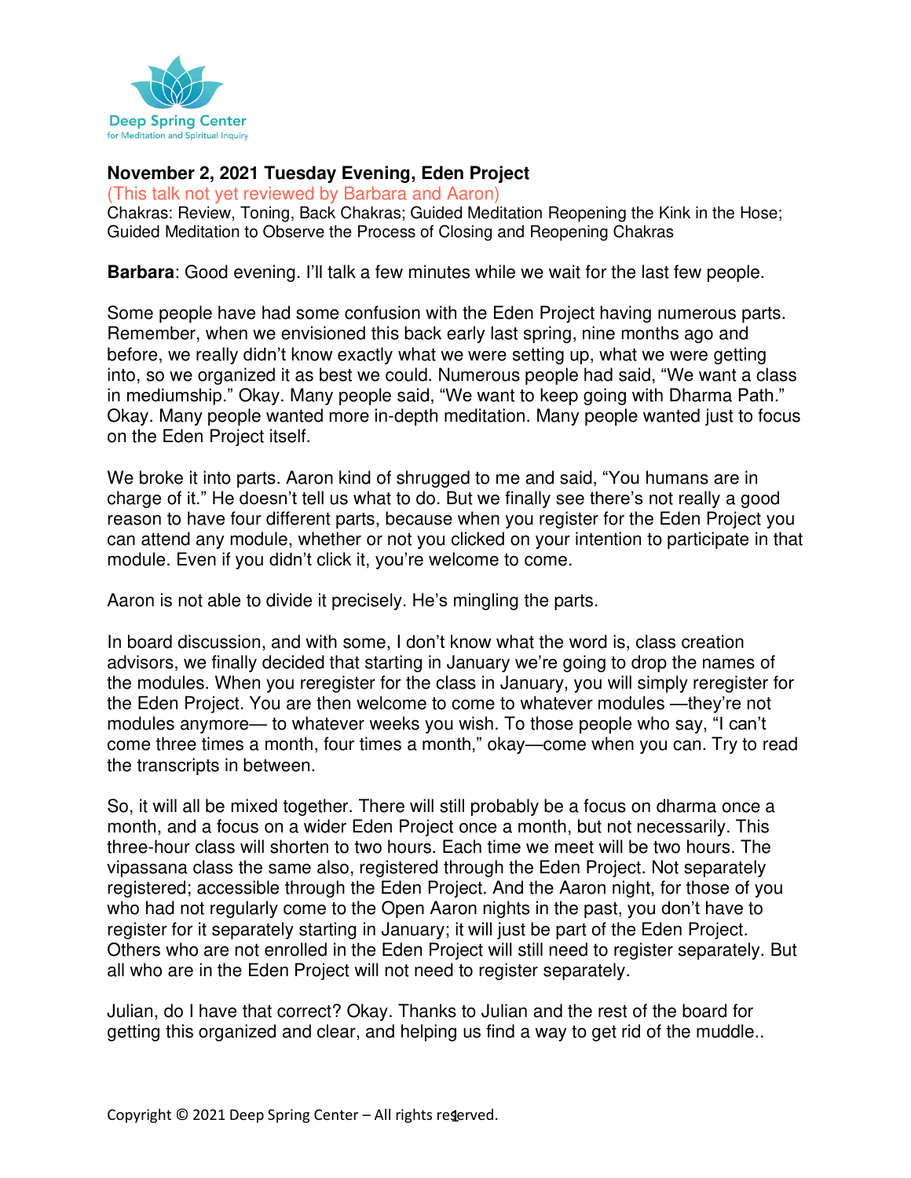**November 2, 2021 Tuesday Evening, Eden Project**

(This talk not yet reviewed by Barbara and Aaron)

Chakras: Review, Toning, Back Chakras; Guided Meditation Reopening the Kink in the Hose; Guided Meditation to Observe the Process of Closing and Reopening Chakras

**Barbara**: Good evening. I'll talk a few minutes while we wait for the last few people.

Some people have had some confusion with the Eden Project having numerous parts. Remember, when we envisioned this back early last spring, nine months ago and before, we really didn't know exactly what we were setting up, what we were getting into, so we organized it as best we could. Numerous people had said, "We want a class in mediumship." Okay. Many people said, "We want to keep going with Dharma Path." Okay. Many people wanted more in-depth meditation. Many people wanted just to focus on the Eden Project itself.

We broke it into parts. Aaron kind of shrugged to me and said, "You humans are in charge of it." He doesn't tell us what to do. But we finally see there's not really a good reason to have four different parts, because when you register for the Eden Project you can attend any module, whether or not you clicked on your intention to participate in that module. Even if you didn't click it, you're welcome to come.

Aaron is not able to divide it precisely. He's mingling the parts.

In board discussion, and with some, I don't know what the word is, class creation advisors, we finally decided that starting in January we're going to drop the names of the modules. When you reregister for the class in January, you will simply reregister for the Eden Project. You are then welcome to come to whatever modules —they're not modules anymore— to whatever weeks you wish. To those people who say, "I can't come three times a month, four times a month," okay—come when you can. Try to read the transcripts in between.

So, it will all be mixed together. There will still probably be a focus on dharma once a month, and a focus on a wider Eden Project once a month, but not necessarily. This three-hour class will shorten to two hours. Each time we meet will be two hours. The vipassana class the same also, registered through the Eden Project. Not separately registered; accessible through the Eden Project. And the Aaron night, for those of you who had not regularly come to the Open Aaron nights in the past, you don't have to register for it separately starting in January; it will just be part of the Eden Project. Others who are not enrolled in the Eden Project will still need to register separately. But all who are in the Eden Project will not need to register separately.

Julian, do I have that correct? Okay. Thanks to Julian and the rest of the board for getting this organized and clear, and helping us find a way to get rid of the muddle..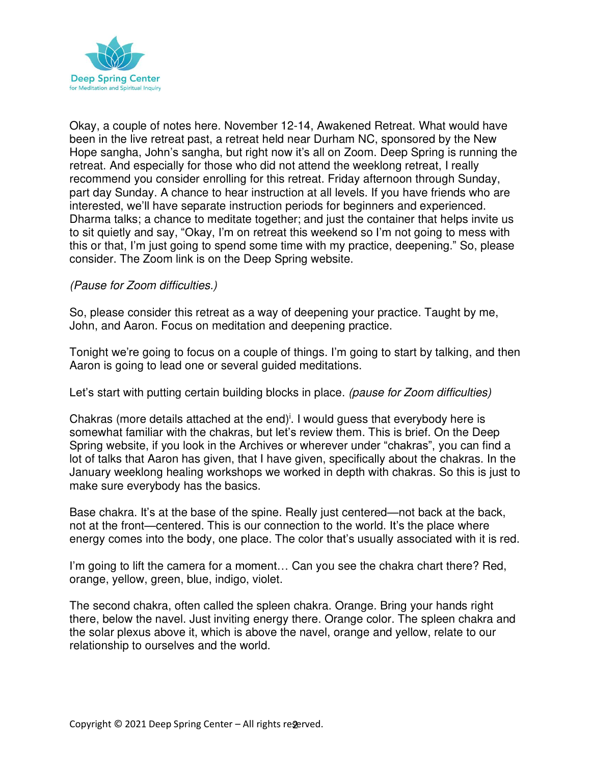Okay, a couple of notes here. November 12-14, Awakened Retreat. What would have been in the live retreat past, a retreat held near Durham NC, sponsored by the New Hope sangha, John's sangha, but right now it's all on Zoom. Deep Spring is running the retreat. And especially for those who did not attend the weeklong retreat, I really recommend you consider enrolling for this retreat. Friday afternoon through Sunday, part day Sunday. A chance to hear instruction at all levels. If you have friends who are interested, we'll have separate instruction periods for beginners and experienced. Dharma talks; a chance to meditate together; and just the container that helps invite us to sit quietly and say, "Okay, I'm on retreat this weekend so I'm not going to mess with this or that, I'm just going to spend some time with my practice, deepening." So, please consider. The Zoom link is on the Deep Spring website.

*(Pause for Zoom difficulties.)*

So, please consider this retreat as a way of deepening your practice. Taught by me, John, and Aaron. Focus on meditation and deepening practice.

Tonight we're going to focus on a couple of things. I'm going to start by talking, and then Aaron is going to lead one or several guided meditations.

Let's start with putting certain building blocks in place. *(pause for Zoom difficulties)*

Chakras (more details attached at the end)[i]. I would guess that everybody here is somewhat familiar with the chakras, but let's review them. This is brief. On the Deep Spring website, if you look in the Archives or wherever under "chakras", you can find a lot of talks that Aaron has given, that I have given, specifically about the chakras. In the January weeklong healing workshops we worked in depth with chakras. So this is just to make sure everybody has the basics.

Base chakra. It's at the base of the spine. Really just centered—not back at the back, not at the front—centered. This is our connection to the world. It's the place where energy comes into the body, one place. The color that's usually associated with it is red.

I'm going to lift the camera for a moment… Can you see the chakra chart there? Red, orange, yellow, green, blue, indigo, violet.

The second chakra, often called the spleen chakra. Orange. Bring your hands right there, below the navel. Just inviting energy there. Orange color. The spleen chakra and the solar plexus above it, which is above the navel, orange and yellow, relate to our relationship to ourselves and the world.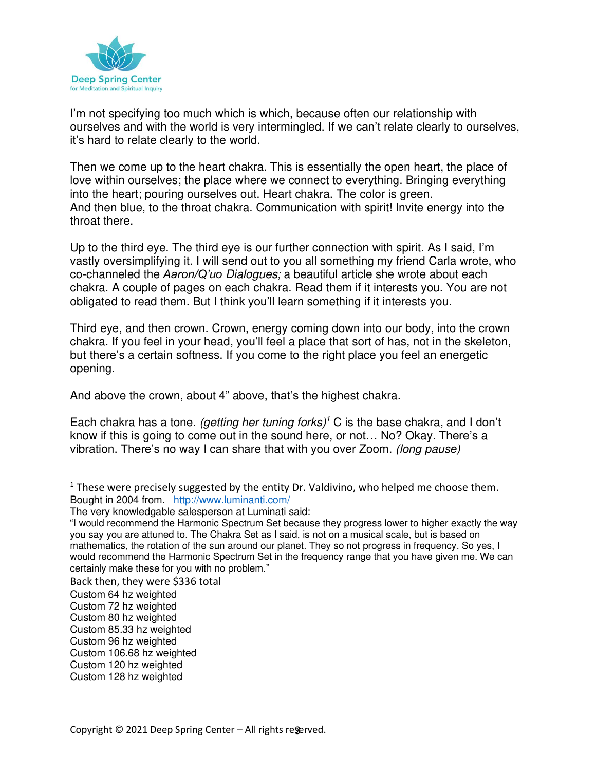I'm not specifying too much which is which, because often our relationship with ourselves and with the world is very intermingled. If we can't relate clearly to ourselves, it's hard to relate clearly to the world.

Then we come up to the heart chakra. This is essentially the open heart, the place of love within ourselves; the place where we connect to everything. Bringing everything into the heart; pouring ourselves out. Heart chakra. The color is green.
And then blue, to the throat chakra. Communication with spirit! Invite energy into the throat there.

Up to the third eye. The third eye is our further connection with spirit. As I said, I'm vastly oversimplifying it. I will send out to you all something my friend Carla wrote, who co-channeled the *Aaron/Q'uo Dialogues;* a beautiful article she wrote about each chakra. A couple of pages on each chakra. Read them if it interests you. You are not obligated to read them. But I think you'll learn something if it interests you.

Third eye, and then crown. Crown, energy coming down into our body, into the crown chakra. If you feel in your head, you'll feel a place that sort of has, not in the skeleton, but there's a certain softness. If you come to the right place you feel an energetic opening.

And above the crown, about 4" above, that's the highest chakra.

Each chakra has a tone. *(getting her tuning forks)*[1] C is the base chakra, and I don't know if this is going to come out in the sound here, or not… No? Okay. There's a vibration. There's no way I can share that with you over Zoom. *(long pause)*

---

[1] These were precisely suggested by the entity Dr. Valdivino, who helped me choose them. Bought in 2004 from. http://www.luminanti.com/

The very knowledgable salesperson at Luminati said:

"I would recommend the Harmonic Spectrum Set because they progress lower to higher exactly the way you say you are attuned to. The Chakra Set as I said, is not on a musical scale, but is based on mathematics, the rotation of the sun around our planet. They so not progress in frequency. So yes, I would recommend the Harmonic Spectrum Set in the frequency range that you have given me. We can certainly make these for you with no problem."

Back then, they were $336 total
Custom 64 hz weighted
Custom 72 hz weighted
Custom 80 hz weighted
Custom 85.33 hz weighted
Custom 96 hz weighted
Custom 106.68 hz weighted
Custom 120 hz weighted
Custom 128 hz weighted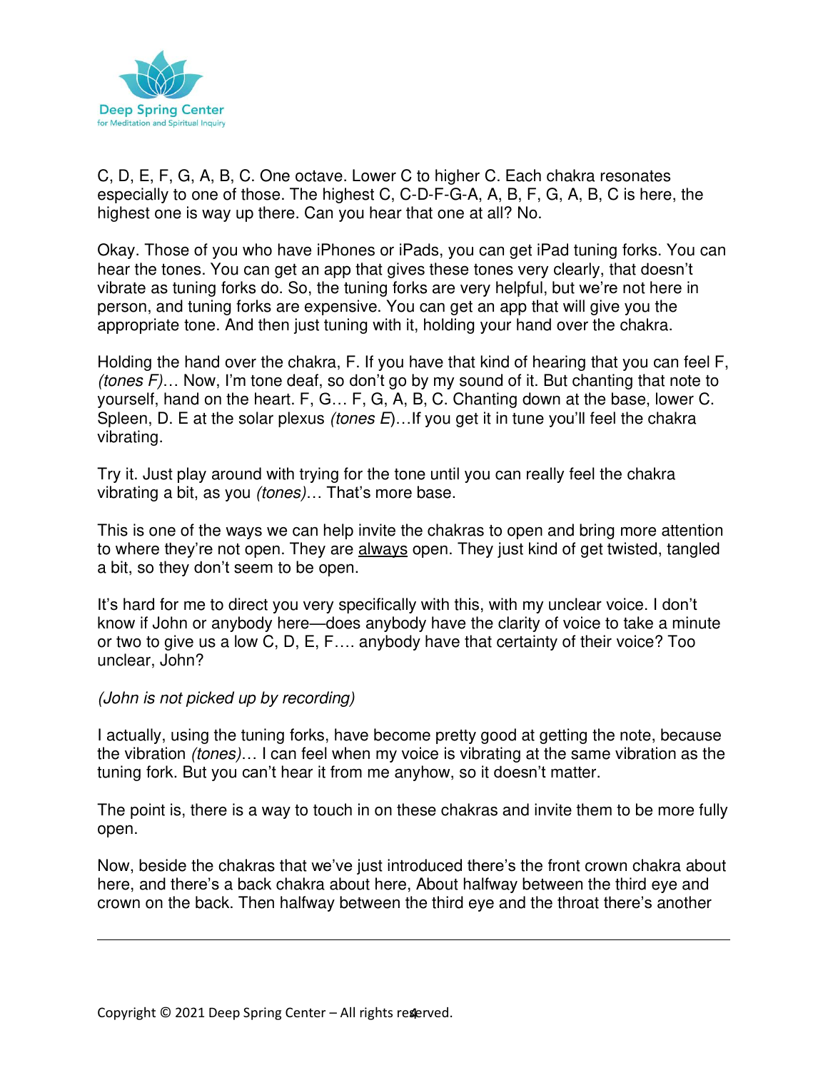C, D, E, F, G, A, B, C. One octave. Lower C to higher C. Each chakra resonates especially to one of those. The highest C, C-D-F-G-A, A, B, F, G, A, B, C is here, the highest one is way up there. Can you hear that one at all? No.

Okay. Those of you who have iPhones or iPads, you can get iPad tuning forks. You can hear the tones. You can get an app that gives these tones very clearly, that doesn't vibrate as tuning forks do. So, the tuning forks are very helpful, but we're not here in person, and tuning forks are expensive. You can get an app that will give you the appropriate tone. And then just tuning with it, holding your hand over the chakra.

Holding the hand over the chakra, F. If you have that kind of hearing that you can feel F, *(tones F)*… Now, I'm tone deaf, so don't go by my sound of it. But chanting that note to yourself, hand on the heart. F, G… F, G, A, B, C. Chanting down at the base, lower C. Spleen, D. E at the solar plexus *(tones E)*…If you get it in tune you'll feel the chakra vibrating.

Try it. Just play around with trying for the tone until you can really feel the chakra vibrating a bit, as you *(tones)*… That's more base.

This is one of the ways we can help invite the chakras to open and bring more attention to where they're not open. They are <u>always</u> open. They just kind of get twisted, tangled a bit, so they don't seem to be open.

It's hard for me to direct you very specifically with this, with my unclear voice. I don't know if John or anybody here—does anybody have the clarity of voice to take a minute or two to give us a low C, D, E, F…. anybody have that certainty of their voice? Too unclear, John?

*(John is not picked up by recording)*

I actually, using the tuning forks, have become pretty good at getting the note, because the vibration *(tones)*… I can feel when my voice is vibrating at the same vibration as the tuning fork. But you can't hear it from me anyhow, so it doesn't matter.

The point is, there is a way to touch in on these chakras and invite them to be more fully open.

Now, beside the chakras that we've just introduced there's the front crown chakra about here, and there's a back chakra about here, About halfway between the third eye and crown on the back. Then halfway between the third eye and the throat there's another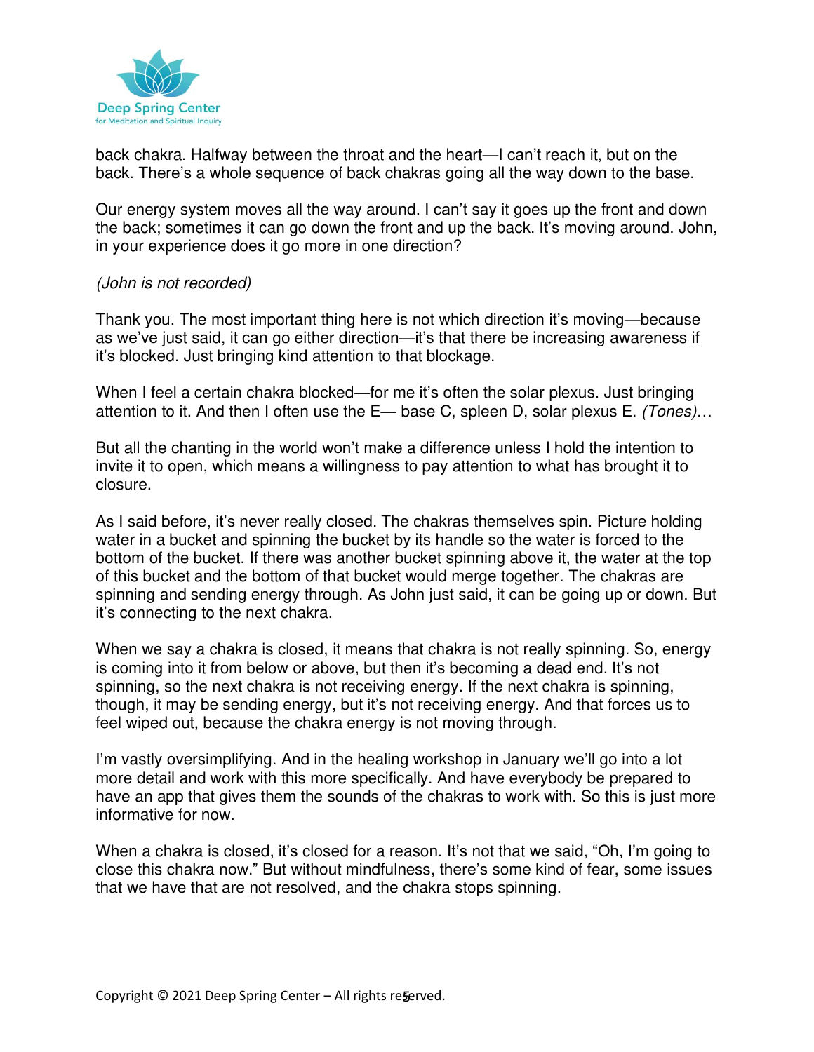back chakra. Halfway between the throat and the heart—I can't reach it, but on the back. There's a whole sequence of back chakras going all the way down to the base.

Our energy system moves all the way around. I can't say it goes up the front and down the back; sometimes it can go down the front and up the back. It's moving around. John, in your experience does it go more in one direction?

*(John is not recorded)*

Thank you. The most important thing here is not which direction it's moving—because as we've just said, it can go either direction—it's that there be increasing awareness if it's blocked. Just bringing kind attention to that blockage.

When I feel a certain chakra blocked—for me it's often the solar plexus. Just bringing attention to it. And then I often use the E— base C, spleen D, solar plexus E. *(Tones)…*

But all the chanting in the world won't make a difference unless I hold the intention to invite it to open, which means a willingness to pay attention to what has brought it to closure.

As I said before, it's never really closed. The chakras themselves spin. Picture holding water in a bucket and spinning the bucket by its handle so the water is forced to the bottom of the bucket. If there was another bucket spinning above it, the water at the top of this bucket and the bottom of that bucket would merge together. The chakras are spinning and sending energy through. As John just said, it can be going up or down. But it's connecting to the next chakra.

When we say a chakra is closed, it means that chakra is not really spinning. So, energy is coming into it from below or above, but then it's becoming a dead end. It's not spinning, so the next chakra is not receiving energy. If the next chakra is spinning, though, it may be sending energy, but it's not receiving energy. And that forces us to feel wiped out, because the chakra energy is not moving through.

I'm vastly oversimplifying. And in the healing workshop in January we'll go into a lot more detail and work with this more specifically. And have everybody be prepared to have an app that gives them the sounds of the chakras to work with. So this is just more informative for now.

When a chakra is closed, it's closed for a reason. It's not that we said, "Oh, I'm going to close this chakra now." But without mindfulness, there's some kind of fear, some issues that we have that are not resolved, and the chakra stops spinning.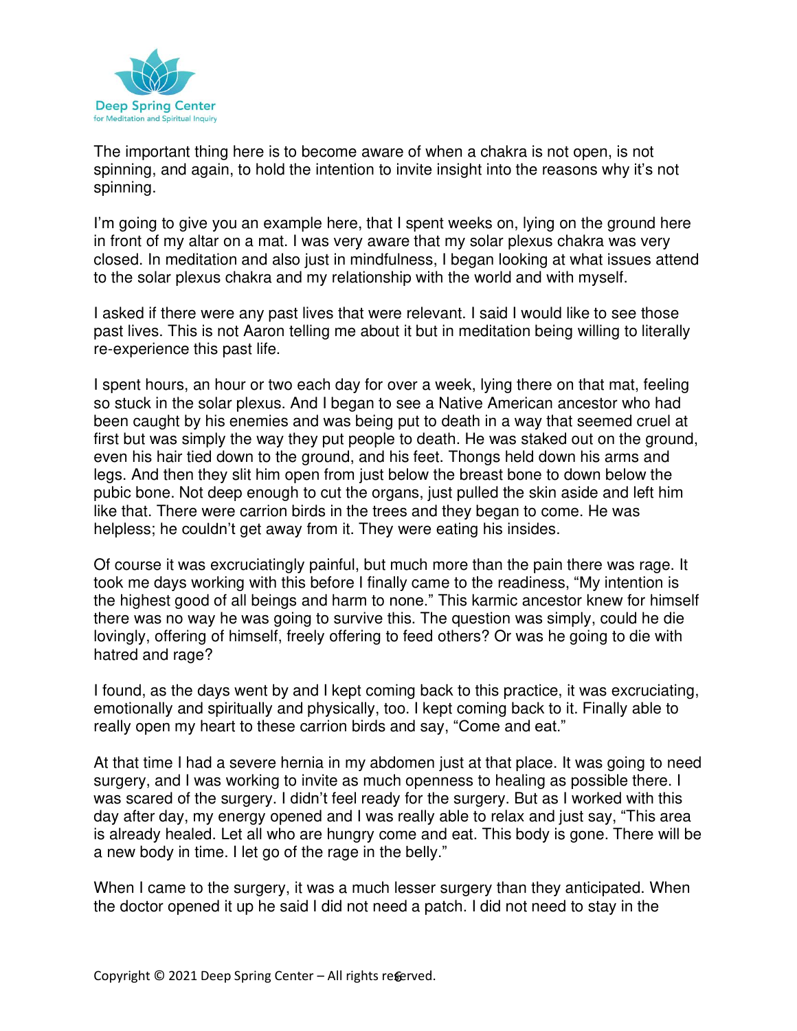The important thing here is to become aware of when a chakra is not open, is not spinning, and again, to hold the intention to invite insight into the reasons why it's not spinning.

I'm going to give you an example here, that I spent weeks on, lying on the ground here in front of my altar on a mat. I was very aware that my solar plexus chakra was very closed. In meditation and also just in mindfulness, I began looking at what issues attend to the solar plexus chakra and my relationship with the world and with myself.

I asked if there were any past lives that were relevant. I said I would like to see those past lives. This is not Aaron telling me about it but in meditation being willing to literally re-experience this past life.

I spent hours, an hour or two each day for over a week, lying there on that mat, feeling so stuck in the solar plexus. And I began to see a Native American ancestor who had been caught by his enemies and was being put to death in a way that seemed cruel at first but was simply the way they put people to death. He was staked out on the ground, even his hair tied down to the ground, and his feet. Thongs held down his arms and legs. And then they slit him open from just below the breast bone to down below the pubic bone. Not deep enough to cut the organs, just pulled the skin aside and left him like that. There were carrion birds in the trees and they began to come. He was helpless; he couldn't get away from it. They were eating his insides.

Of course it was excruciatingly painful, but much more than the pain there was rage. It took me days working with this before I finally came to the readiness, "My intention is the highest good of all beings and harm to none." This karmic ancestor knew for himself there was no way he was going to survive this. The question was simply, could he die lovingly, offering of himself, freely offering to feed others? Or was he going to die with hatred and rage?

I found, as the days went by and I kept coming back to this practice, it was excruciating, emotionally and spiritually and physically, too. I kept coming back to it. Finally able to really open my heart to these carrion birds and say, "Come and eat."

At that time I had a severe hernia in my abdomen just at that place. It was going to need surgery, and I was working to invite as much openness to healing as possible there. I was scared of the surgery. I didn't feel ready for the surgery. But as I worked with this day after day, my energy opened and I was really able to relax and just say, "This area is already healed. Let all who are hungry come and eat. This body is gone. There will be a new body in time. I let go of the rage in the belly."

When I came to the surgery, it was a much lesser surgery than they anticipated. When the doctor opened it up he said I did not need a patch. I did not need to stay in the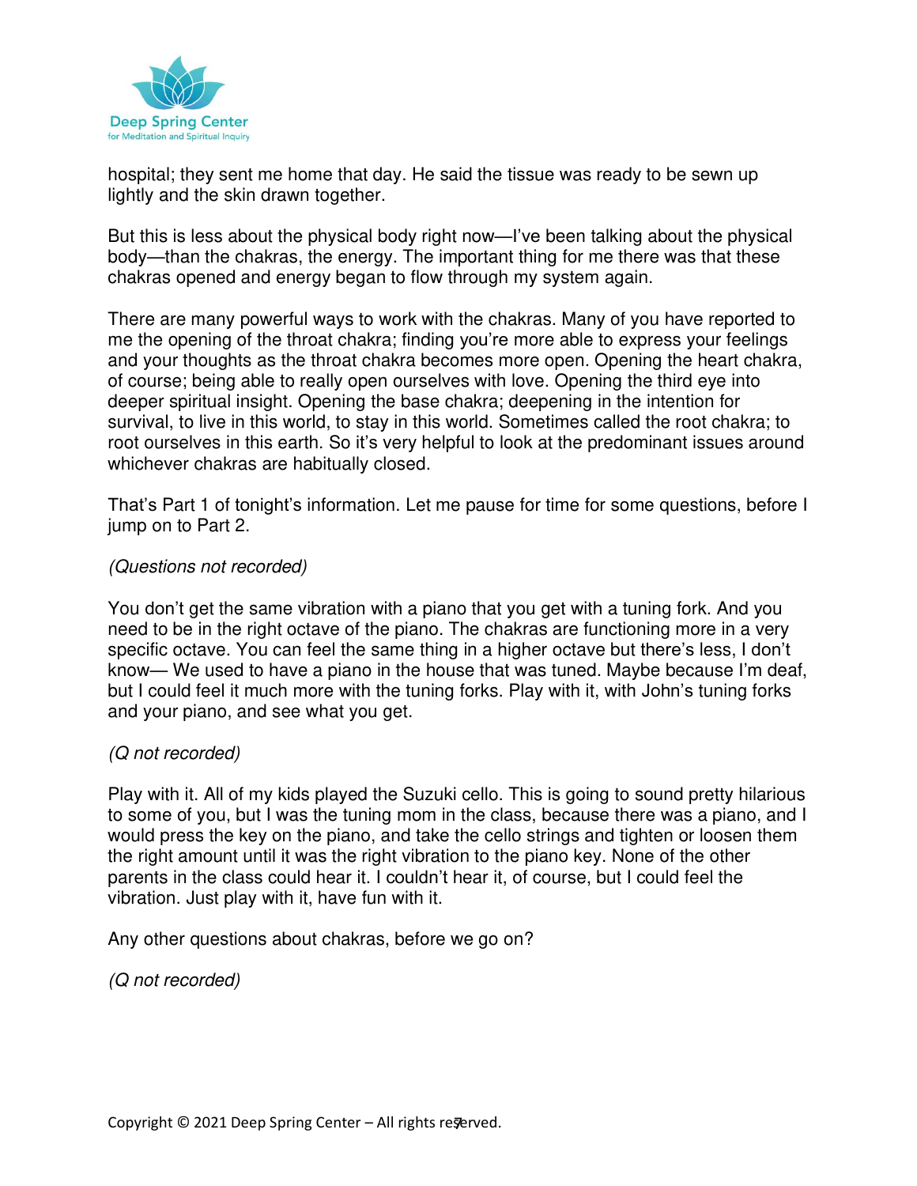hospital; they sent me home that day. He said the tissue was ready to be sewn up lightly and the skin drawn together.

But this is less about the physical body right now—I've been talking about the physical body—than the chakras, the energy. The important thing for me there was that these chakras opened and energy began to flow through my system again.

There are many powerful ways to work with the chakras. Many of you have reported to me the opening of the throat chakra; finding you're more able to express your feelings and your thoughts as the throat chakra becomes more open. Opening the heart chakra, of course; being able to really open ourselves with love. Opening the third eye into deeper spiritual insight. Opening the base chakra; deepening in the intention for survival, to live in this world, to stay in this world. Sometimes called the root chakra; to root ourselves in this earth. So it's very helpful to look at the predominant issues around whichever chakras are habitually closed.

That's Part 1 of tonight's information. Let me pause for time for some questions, before I jump on to Part 2.

*(Questions not recorded)*

You don't get the same vibration with a piano that you get with a tuning fork. And you need to be in the right octave of the piano. The chakras are functioning more in a very specific octave. You can feel the same thing in a higher octave but there's less, I don't know— We used to have a piano in the house that was tuned. Maybe because I'm deaf, but I could feel it much more with the tuning forks. Play with it, with John's tuning forks and your piano, and see what you get.

*(Q not recorded)*

Play with it. All of my kids played the Suzuki cello. This is going to sound pretty hilarious to some of you, but I was the tuning mom in the class, because there was a piano, and I would press the key on the piano, and take the cello strings and tighten or loosen them the right amount until it was the right vibration to the piano key. None of the other parents in the class could hear it. I couldn't hear it, of course, but I could feel the vibration. Just play with it, have fun with it.

Any other questions about chakras, before we go on?

*(Q not recorded)*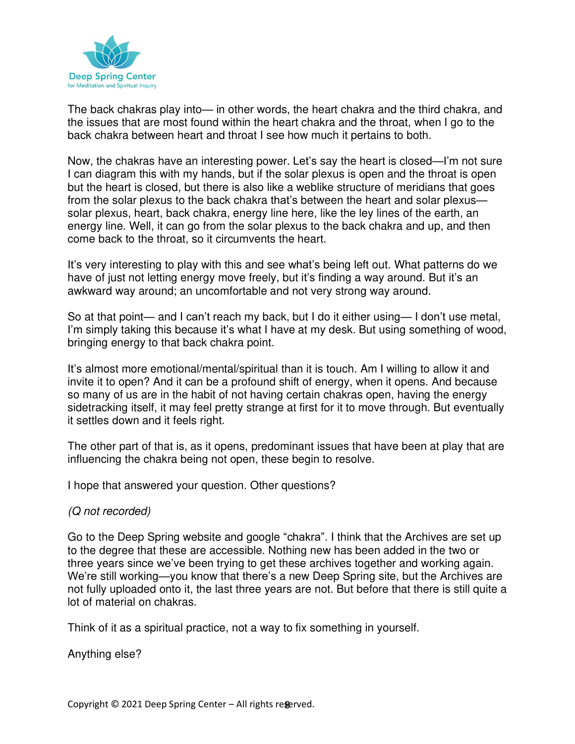The back chakras play into— in other words, the heart chakra and the third chakra, and the issues that are most found within the heart chakra and the throat, when I go to the back chakra between heart and throat I see how much it pertains to both.

Now, the chakras have an interesting power. Let's say the heart is closed—I'm not sure I can diagram this with my hands, but if the solar plexus is open and the throat is open but the heart is closed, but there is also like a weblike structure of meridians that goes from the solar plexus to the back chakra that's between the heart and solar plexus—solar plexus, heart, back chakra, energy line here, like the ley lines of the earth, an energy line. Well, it can go from the solar plexus to the back chakra and up, and then come back to the throat, so it circumvents the heart.

It's very interesting to play with this and see what's being left out. What patterns do we have of just not letting energy move freely, but it's finding a way around. But it's an awkward way around; an uncomfortable and not very strong way around.

So at that point— and I can't reach my back, but I do it either using— I don't use metal, I'm simply taking this because it's what I have at my desk. But using something of wood, bringing energy to that back chakra point.

It's almost more emotional/mental/spiritual than it is touch. Am I willing to allow it and invite it to open? And it can be a profound shift of energy, when it opens. And because so many of us are in the habit of not having certain chakras open, having the energy sidetracking itself, it may feel pretty strange at first for it to move through. But eventually it settles down and it feels right.

The other part of that is, as it opens, predominant issues that have been at play that are influencing the chakra being not open, these begin to resolve.

I hope that answered your question. Other questions?

*(Q not recorded)*

Go to the Deep Spring website and google "chakra". I think that the Archives are set up to the degree that these are accessible. Nothing new has been added in the two or three years since we've been trying to get these archives together and working again. We're still working—you know that there's a new Deep Spring site, but the Archives are not fully uploaded onto it, the last three years are not. But before that there is still quite a lot of material on chakras.

Think of it as a spiritual practice, not a way to fix something in yourself.

Anything else?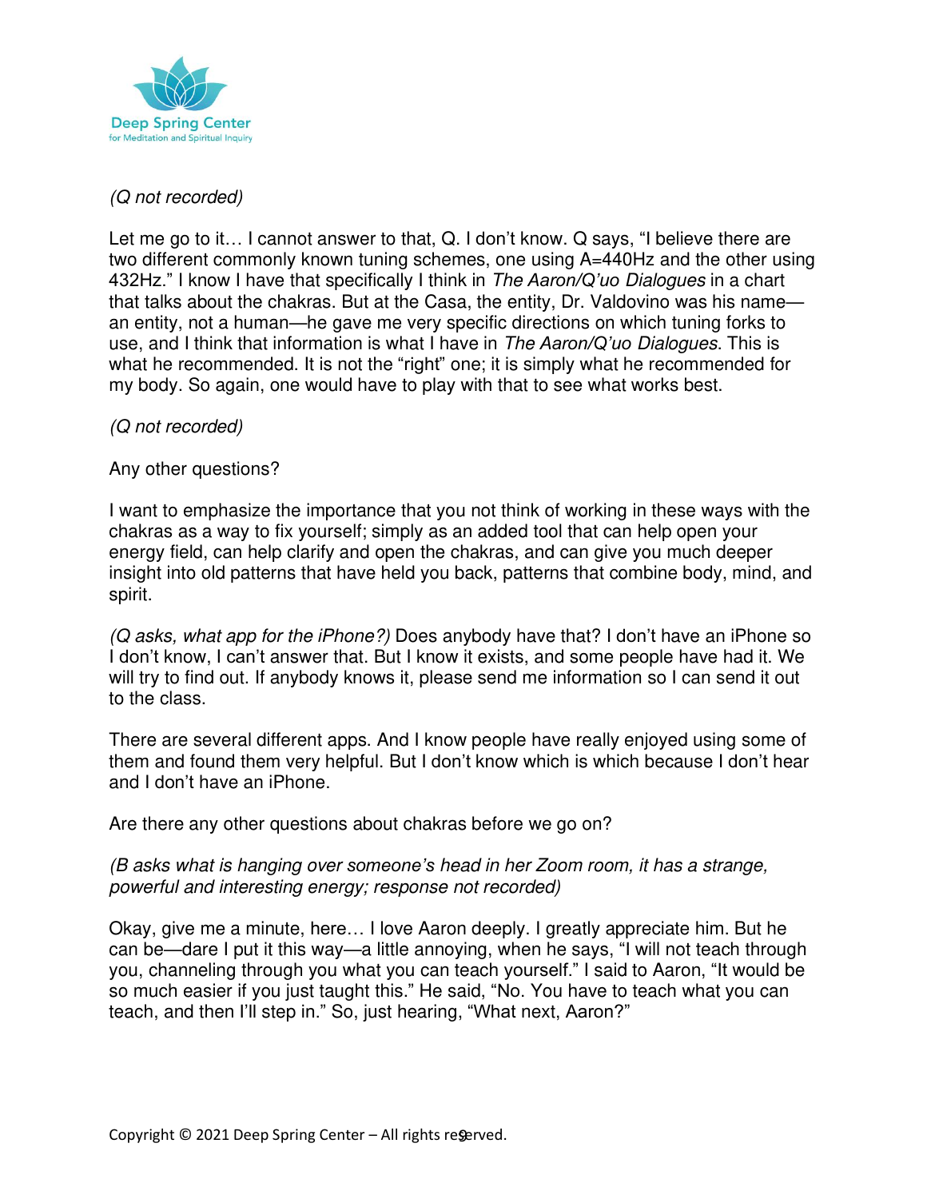*(Q not recorded)*

Let me go to it… I cannot answer to that, Q. I don't know. Q says, "I believe there are two different commonly known tuning schemes, one using A=440Hz and the other using 432Hz." I know I have that specifically I think in *The Aaron/Q'uo Dialogues* in a chart that talks about the chakras. But at the Casa, the entity, Dr. Valdovino was his name—an entity, not a human—he gave me very specific directions on which tuning forks to use, and I think that information is what I have in *The Aaron/Q'uo Dialogues*. This is what he recommended. It is not the "right" one; it is simply what he recommended for my body. So again, one would have to play with that to see what works best.

*(Q not recorded)*

Any other questions?

I want to emphasize the importance that you not think of working in these ways with the chakras as a way to fix yourself; simply as an added tool that can help open your energy field, can help clarify and open the chakras, and can give you much deeper insight into old patterns that have held you back, patterns that combine body, mind, and spirit.

*(Q asks, what app for the iPhone?)* Does anybody have that? I don't have an iPhone so I don't know, I can't answer that. But I know it exists, and some people have had it. We will try to find out. If anybody knows it, please send me information so I can send it out to the class.

There are several different apps. And I know people have really enjoyed using some of them and found them very helpful. But I don't know which is which because I don't hear and I don't have an iPhone.

Are there any other questions about chakras before we go on?

*(B asks what is hanging over someone's head in her Zoom room, it has a strange, powerful and interesting energy; response not recorded)*

Okay, give me a minute, here… I love Aaron deeply. I greatly appreciate him. But he can be—dare I put it this way—a little annoying, when he says, "I will not teach through you, channeling through you what you can teach yourself." I said to Aaron, "It would be so much easier if you just taught this." He said, "No. You have to teach what you can teach, and then I'll step in." So, just hearing, "What next, Aaron?"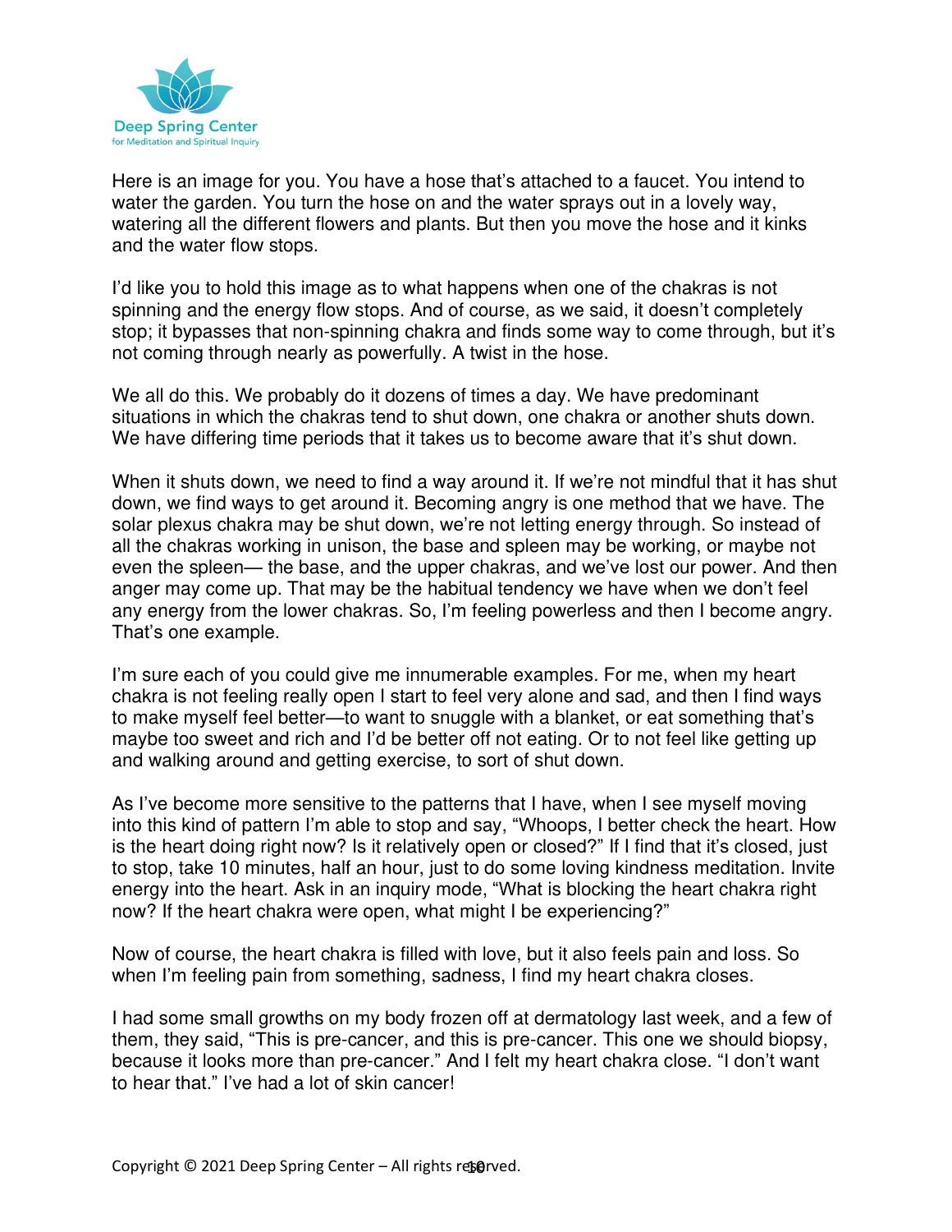Here is an image for you. You have a hose that's attached to a faucet. You intend to water the garden. You turn the hose on and the water sprays out in a lovely way, watering all the different flowers and plants. But then you move the hose and it kinks and the water flow stops.

I'd like you to hold this image as to what happens when one of the chakras is not spinning and the energy flow stops. And of course, as we said, it doesn't completely stop; it bypasses that non-spinning chakra and finds some way to come through, but it's not coming through nearly as powerfully. A twist in the hose.

We all do this. We probably do it dozens of times a day. We have predominant situations in which the chakras tend to shut down, one chakra or another shuts down. We have differing time periods that it takes us to become aware that it's shut down.

When it shuts down, we need to find a way around it. If we're not mindful that it has shut down, we find ways to get around it. Becoming angry is one method that we have. The solar plexus chakra may be shut down, we're not letting energy through. So instead of all the chakras working in unison, the base and spleen may be working, or maybe not even the spleen— the base, and the upper chakras, and we've lost our power. And then anger may come up. That may be the habitual tendency we have when we don't feel any energy from the lower chakras. So, I'm feeling powerless and then I become angry. That's one example.

I'm sure each of you could give me innumerable examples. For me, when my heart chakra is not feeling really open I start to feel very alone and sad, and then I find ways to make myself feel better—to want to snuggle with a blanket, or eat something that's maybe too sweet and rich and I'd be better off not eating. Or to not feel like getting up and walking around and getting exercise, to sort of shut down.

As I've become more sensitive to the patterns that I have, when I see myself moving into this kind of pattern I'm able to stop and say, "Whoops, I better check the heart. How is the heart doing right now? Is it relatively open or closed?" If I find that it's closed, just to stop, take 10 minutes, half an hour, just to do some loving kindness meditation. Invite energy into the heart. Ask in an inquiry mode, "What is blocking the heart chakra right now? If the heart chakra were open, what might I be experiencing?"

Now of course, the heart chakra is filled with love, but it also feels pain and loss. So when I'm feeling pain from something, sadness, I find my heart chakra closes.

I had some small growths on my body frozen off at dermatology last week, and a few of them, they said, "This is pre-cancer, and this is pre-cancer. This one we should biopsy, because it looks more than pre-cancer." And I felt my heart chakra close. "I don't want to hear that." I've had a lot of skin cancer!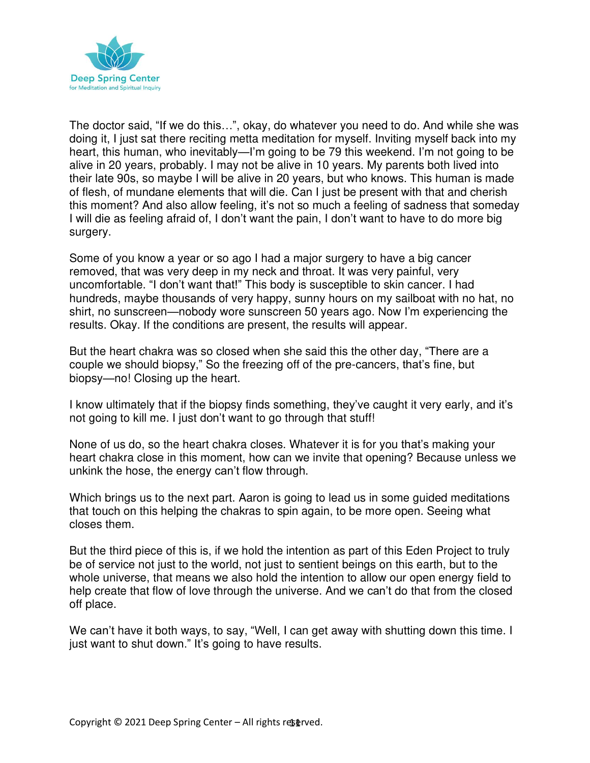The doctor said, "If we do this…", okay, do whatever you need to do. And while she was doing it, I just sat there reciting metta meditation for myself. Inviting myself back into my heart, this human, who inevitably—I'm going to be 79 this weekend. I'm not going to be alive in 20 years, probably. I may not be alive in 10 years. My parents both lived into their late 90s, so maybe I will be alive in 20 years, but who knows. This human is made of flesh, of mundane elements that will die. Can I just be present with that and cherish this moment? And also allow feeling, it's not so much a feeling of sadness that someday I will die as feeling afraid of, I don't want the pain, I don't want to have to do more big surgery.

Some of you know a year or so ago I had a major surgery to have a big cancer removed, that was very deep in my neck and throat. It was very painful, very uncomfortable. "I don't want that!" This body is susceptible to skin cancer. I had hundreds, maybe thousands of very happy, sunny hours on my sailboat with no hat, no shirt, no sunscreen—nobody wore sunscreen 50 years ago. Now I'm experiencing the results. Okay. If the conditions are present, the results will appear.

But the heart chakra was so closed when she said this the other day, "There are a couple we should biopsy," So the freezing off of the pre-cancers, that's fine, but biopsy—no! Closing up the heart.

I know ultimately that if the biopsy finds something, they've caught it very early, and it's not going to kill me. I just don't want to go through that stuff!

None of us do, so the heart chakra closes. Whatever it is for you that's making your heart chakra close in this moment, how can we invite that opening? Because unless we unkink the hose, the energy can't flow through.

Which brings us to the next part. Aaron is going to lead us in some guided meditations that touch on this helping the chakras to spin again, to be more open. Seeing what closes them.

But the third piece of this is, if we hold the intention as part of this Eden Project to truly be of service not just to the world, not just to sentient beings on this earth, but to the whole universe, that means we also hold the intention to allow our open energy field to help create that flow of love through the universe. And we can't do that from the closed off place.

We can't have it both ways, to say, "Well, I can get away with shutting down this time. I just want to shut down." It's going to have results.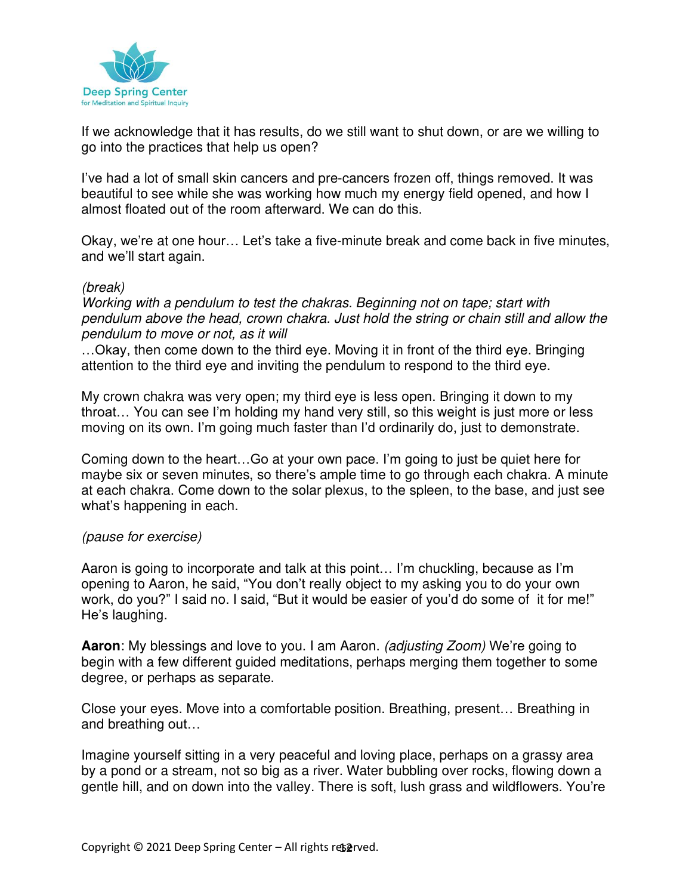If we acknowledge that it has results, do we still want to shut down, or are we willing to go into the practices that help us open?

I've had a lot of small skin cancers and pre-cancers frozen off, things removed. It was beautiful to see while she was working how much my energy field opened, and how I almost floated out of the room afterward. We can do this.

Okay, we're at one hour… Let's take a five-minute break and come back in five minutes, and we'll start again.

*(break)*
*Working with a pendulum to test the chakras. Beginning not on tape; start with pendulum above the head, crown chakra. Just hold the string or chain still and allow the pendulum to move or not, as it will*
…Okay, then come down to the third eye. Moving it in front of the third eye. Bringing attention to the third eye and inviting the pendulum to respond to the third eye.

My crown chakra was very open; my third eye is less open. Bringing it down to my throat… You can see I'm holding my hand very still, so this weight is just more or less moving on its own. I'm going much faster than I'd ordinarily do, just to demonstrate.

Coming down to the heart…Go at your own pace. I'm going to just be quiet here for maybe six or seven minutes, so there's ample time to go through each chakra. A minute at each chakra. Come down to the solar plexus, to the spleen, to the base, and just see what's happening in each.

*(pause for exercise)*

Aaron is going to incorporate and talk at this point… I'm chuckling, because as I'm opening to Aaron, he said, "You don't really object to my asking you to do your own work, do you?" I said no. I said, "But it would be easier of you'd do some of it for me!" He's laughing.

**Aaron**: My blessings and love to you. I am Aaron. *(adjusting Zoom)* We're going to begin with a few different guided meditations, perhaps merging them together to some degree, or perhaps as separate.

Close your eyes. Move into a comfortable position. Breathing, present… Breathing in and breathing out…

Imagine yourself sitting in a very peaceful and loving place, perhaps on a grassy area by a pond or a stream, not so big as a river. Water bubbling over rocks, flowing down a gentle hill, and on down into the valley. There is soft, lush grass and wildflowers. You're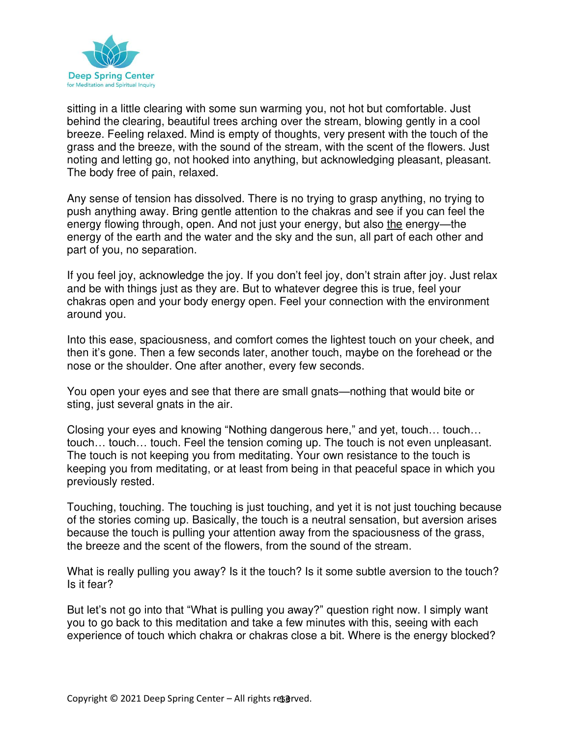sitting in a little clearing with some sun warming you, not hot but comfortable. Just behind the clearing, beautiful trees arching over the stream, blowing gently in a cool breeze. Feeling relaxed. Mind is empty of thoughts, very present with the touch of the grass and the breeze, with the sound of the stream, with the scent of the flowers. Just noting and letting go, not hooked into anything, but acknowledging pleasant, pleasant. The body free of pain, relaxed.

Any sense of tension has dissolved. There is no trying to grasp anything, no trying to push anything away. Bring gentle attention to the chakras and see if you can feel the energy flowing through, open. And not just your energy, but also <u>the</u> energy—the energy of the earth and the water and the sky and the sun, all part of each other and part of you, no separation.

If you feel joy, acknowledge the joy. If you don't feel joy, don't strain after joy. Just relax and be with things just as they are. But to whatever degree this is true, feel your chakras open and your body energy open. Feel your connection with the environment around you.

Into this ease, spaciousness, and comfort comes the lightest touch on your cheek, and then it's gone. Then a few seconds later, another touch, maybe on the forehead or the nose or the shoulder. One after another, every few seconds.

You open your eyes and see that there are small gnats—nothing that would bite or sting, just several gnats in the air.

Closing your eyes and knowing "Nothing dangerous here," and yet, touch… touch… touch… touch… touch. Feel the tension coming up. The touch is not even unpleasant. The touch is not keeping you from meditating. Your own resistance to the touch is keeping you from meditating, or at least from being in that peaceful space in which you previously rested.

Touching, touching. The touching is just touching, and yet it is not just touching because of the stories coming up. Basically, the touch is a neutral sensation, but aversion arises because the touch is pulling your attention away from the spaciousness of the grass, the breeze and the scent of the flowers, from the sound of the stream.

What is really pulling you away? Is it the touch? Is it some subtle aversion to the touch? Is it fear?

But let's not go into that "What is pulling you away?" question right now. I simply want you to go back to this meditation and take a few minutes with this, seeing with each experience of touch which chakra or chakras close a bit. Where is the energy blocked?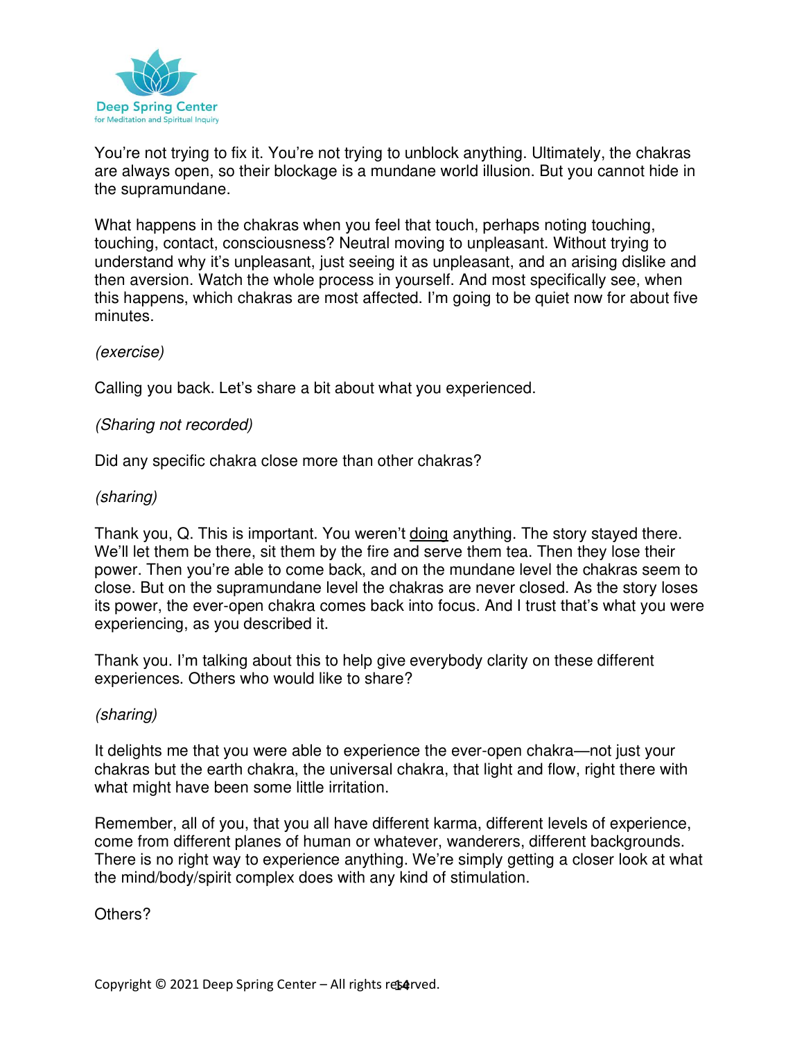You're not trying to fix it. You're not trying to unblock anything. Ultimately, the chakras are always open, so their blockage is a mundane world illusion. But you cannot hide in the supramundane.

What happens in the chakras when you feel that touch, perhaps noting touching, touching, contact, consciousness? Neutral moving to unpleasant. Without trying to understand why it's unpleasant, just seeing it as unpleasant, and an arising dislike and then aversion. Watch the whole process in yourself. And most specifically see, when this happens, which chakras are most affected. I'm going to be quiet now for about five minutes.

*(exercise)*

Calling you back. Let's share a bit about what you experienced.

*(Sharing not recorded)*

Did any specific chakra close more than other chakras?

*(sharing)*

Thank you, Q. This is important. You weren't doing anything. The story stayed there. We'll let them be there, sit them by the fire and serve them tea. Then they lose their power. Then you're able to come back, and on the mundane level the chakras seem to close. But on the supramundane level the chakras are never closed. As the story loses its power, the ever-open chakra comes back into focus. And I trust that's what you were experiencing, as you described it.

Thank you. I'm talking about this to help give everybody clarity on these different experiences. Others who would like to share?

*(sharing)*

It delights me that you were able to experience the ever-open chakra—not just your chakras but the earth chakra, the universal chakra, that light and flow, right there with what might have been some little irritation.

Remember, all of you, that you all have different karma, different levels of experience, come from different planes of human or whatever, wanderers, different backgrounds. There is no right way to experience anything. We're simply getting a closer look at what the mind/body/spirit complex does with any kind of stimulation.

Others?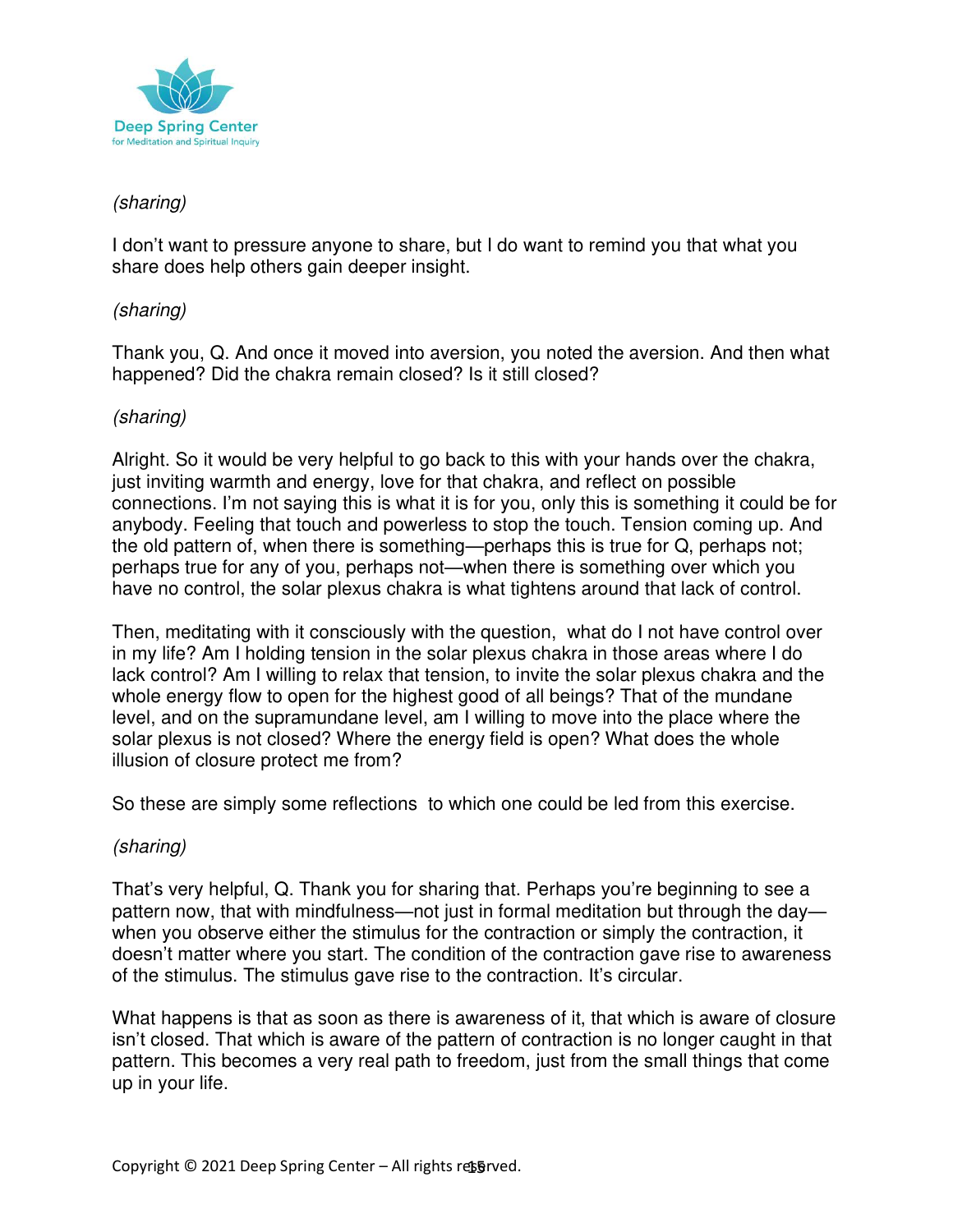*(sharing)*

I don't want to pressure anyone to share, but I do want to remind you that what you share does help others gain deeper insight.

*(sharing)*

Thank you, Q. And once it moved into aversion, you noted the aversion. And then what happened? Did the chakra remain closed? Is it still closed?

*(sharing)*

Alright. So it would be very helpful to go back to this with your hands over the chakra, just inviting warmth and energy, love for that chakra, and reflect on possible connections. I'm not saying this is what it is for you, only this is something it could be for anybody. Feeling that touch and powerless to stop the touch. Tension coming up. And the old pattern of, when there is something—perhaps this is true for Q, perhaps not; perhaps true for any of you, perhaps not—when there is something over which you have no control, the solar plexus chakra is what tightens around that lack of control.

Then, meditating with it consciously with the question, what do I not have control over in my life? Am I holding tension in the solar plexus chakra in those areas where I do lack control? Am I willing to relax that tension, to invite the solar plexus chakra and the whole energy flow to open for the highest good of all beings? That of the mundane level, and on the supramundane level, am I willing to move into the place where the solar plexus is not closed? Where the energy field is open? What does the whole illusion of closure protect me from?

So these are simply some reflections to which one could be led from this exercise.

*(sharing)*

That's very helpful, Q. Thank you for sharing that. Perhaps you're beginning to see a pattern now, that with mindfulness—not just in formal meditation but through the day—when you observe either the stimulus for the contraction or simply the contraction, it doesn't matter where you start. The condition of the contraction gave rise to awareness of the stimulus. The stimulus gave rise to the contraction. It's circular.

What happens is that as soon as there is awareness of it, that which is aware of closure isn't closed. That which is aware of the pattern of contraction is no longer caught in that pattern. This becomes a very real path to freedom, just from the small things that come up in your life.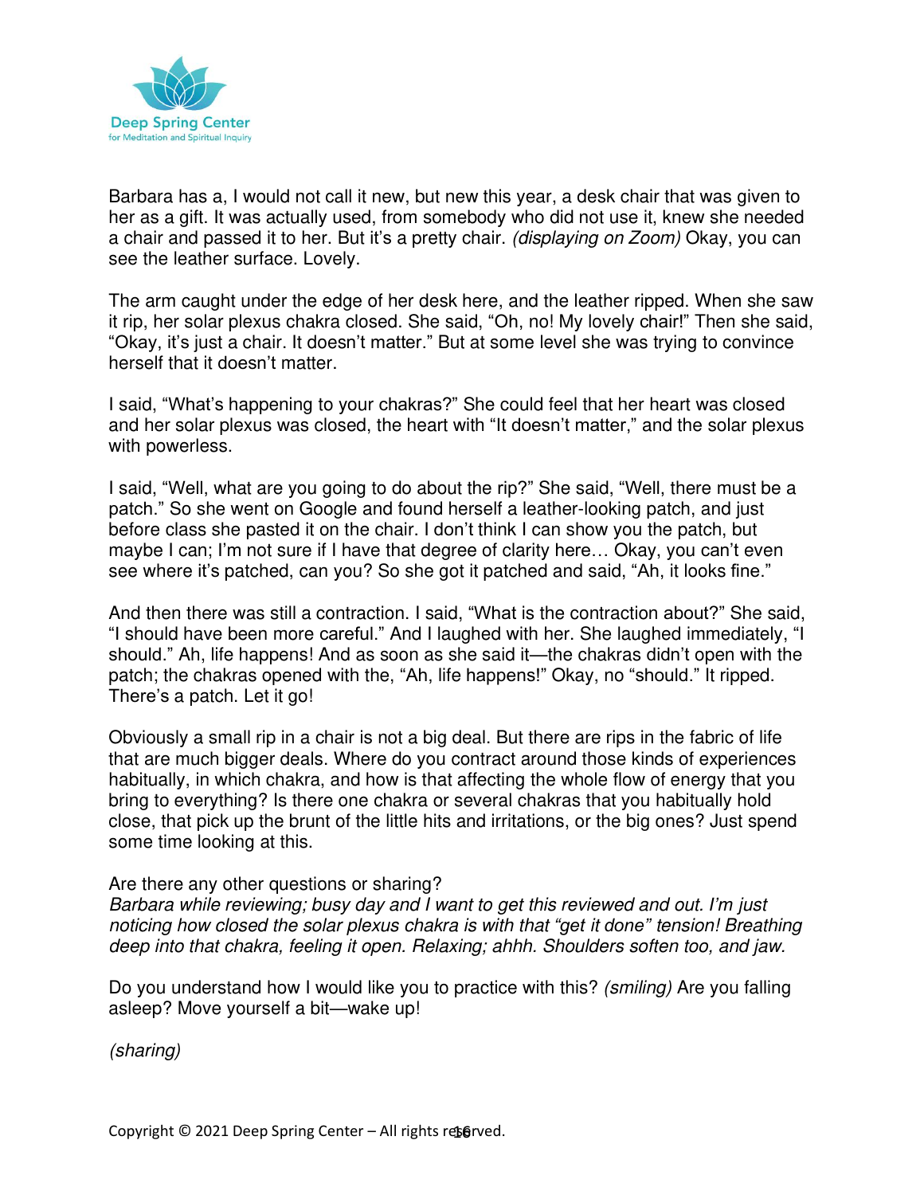Barbara has a, I would not call it new, but new this year, a desk chair that was given to her as a gift. It was actually used, from somebody who did not use it, knew she needed a chair and passed it to her. But it's a pretty chair. *(displaying on Zoom)* Okay, you can see the leather surface. Lovely.

The arm caught under the edge of her desk here, and the leather ripped. When she saw it rip, her solar plexus chakra closed. She said, "Oh, no! My lovely chair!" Then she said, "Okay, it's just a chair. It doesn't matter." But at some level she was trying to convince herself that it doesn't matter.

I said, "What's happening to your chakras?" She could feel that her heart was closed and her solar plexus was closed, the heart with "It doesn't matter," and the solar plexus with powerless.

I said, "Well, what are you going to do about the rip?" She said, "Well, there must be a patch." So she went on Google and found herself a leather-looking patch, and just before class she pasted it on the chair. I don't think I can show you the patch, but maybe I can; I'm not sure if I have that degree of clarity here… Okay, you can't even see where it's patched, can you? So she got it patched and said, "Ah, it looks fine."

And then there was still a contraction. I said, "What is the contraction about?" She said, "I should have been more careful." And I laughed with her. She laughed immediately, "I should." Ah, life happens! And as soon as she said it—the chakras didn't open with the patch; the chakras opened with the, "Ah, life happens!" Okay, no "should." It ripped. There's a patch. Let it go!

Obviously a small rip in a chair is not a big deal. But there are rips in the fabric of life that are much bigger deals. Where do you contract around those kinds of experiences habitually, in which chakra, and how is that affecting the whole flow of energy that you bring to everything? Is there one chakra or several chakras that you habitually hold close, that pick up the brunt of the little hits and irritations, or the big ones? Just spend some time looking at this.

Are there any other questions or sharing?
*Barbara while reviewing; busy day and I want to get this reviewed and out. I'm just noticing how closed the solar plexus chakra is with that "get it done" tension! Breathing deep into that chakra, feeling it open. Relaxing; ahhh. Shoulders soften too, and jaw.*

Do you understand how I would like you to practice with this? *(smiling)* Are you falling asleep? Move yourself a bit—wake up!

*(sharing)*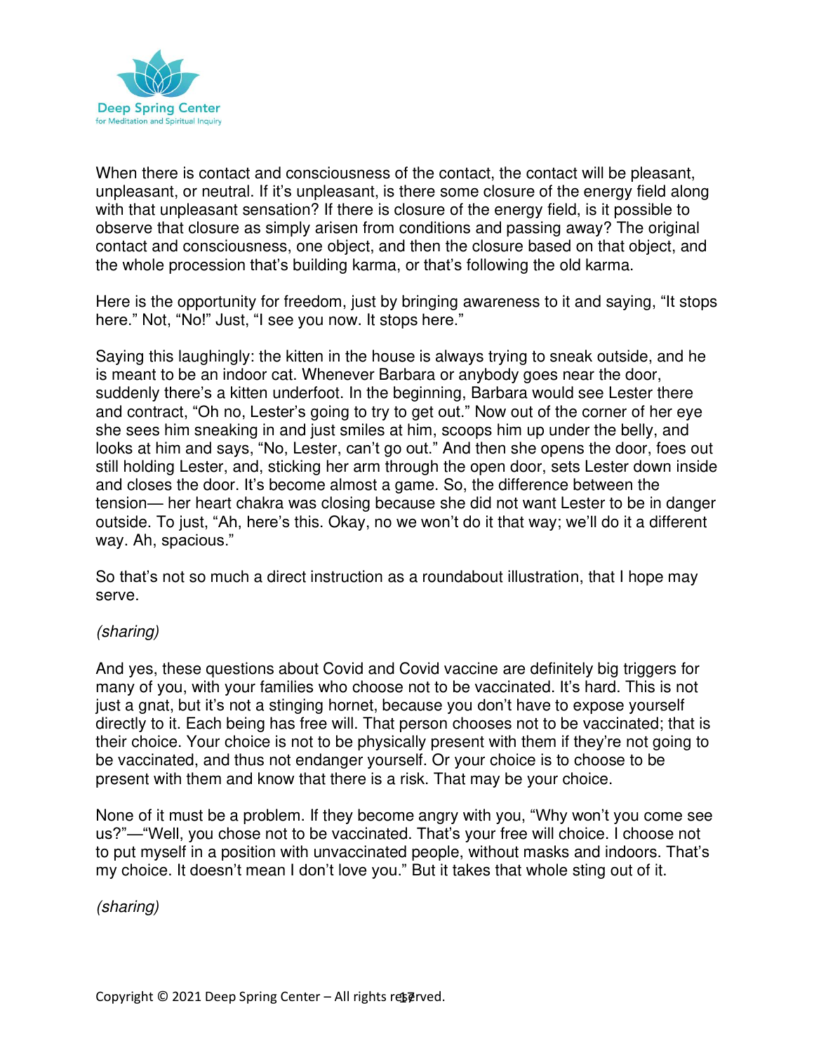When there is contact and consciousness of the contact, the contact will be pleasant, unpleasant, or neutral. If it's unpleasant, is there some closure of the energy field along with that unpleasant sensation? If there is closure of the energy field, is it possible to observe that closure as simply arisen from conditions and passing away? The original contact and consciousness, one object, and then the closure based on that object, and the whole procession that's building karma, or that's following the old karma.

Here is the opportunity for freedom, just by bringing awareness to it and saying, "It stops here." Not, "No!" Just, "I see you now. It stops here."

Saying this laughingly: the kitten in the house is always trying to sneak outside, and he is meant to be an indoor cat. Whenever Barbara or anybody goes near the door, suddenly there's a kitten underfoot. In the beginning, Barbara would see Lester there and contract, "Oh no, Lester's going to try to get out." Now out of the corner of her eye she sees him sneaking in and just smiles at him, scoops him up under the belly, and looks at him and says, "No, Lester, can't go out." And then she opens the door, foes out still holding Lester, and, sticking her arm through the open door, sets Lester down inside and closes the door. It's become almost a game. So, the difference between the tension— her heart chakra was closing because she did not want Lester to be in danger outside. To just, "Ah, here's this. Okay, no we won't do it that way; we'll do it a different way. Ah, spacious."

So that's not so much a direct instruction as a roundabout illustration, that I hope may serve.

*(sharing)*

And yes, these questions about Covid and Covid vaccine are definitely big triggers for many of you, with your families who choose not to be vaccinated. It's hard. This is not just a gnat, but it's not a stinging hornet, because you don't have to expose yourself directly to it. Each being has free will. That person chooses not to be vaccinated; that is their choice. Your choice is not to be physically present with them if they're not going to be vaccinated, and thus not endanger yourself. Or your choice is to choose to be present with them and know that there is a risk. That may be your choice.

None of it must be a problem. If they become angry with you, "Why won't you come see us?"—"Well, you chose not to be vaccinated. That's your free will choice. I choose not to put myself in a position with unvaccinated people, without masks and indoors. That's my choice. It doesn't mean I don't love you." But it takes that whole sting out of it.

*(sharing)*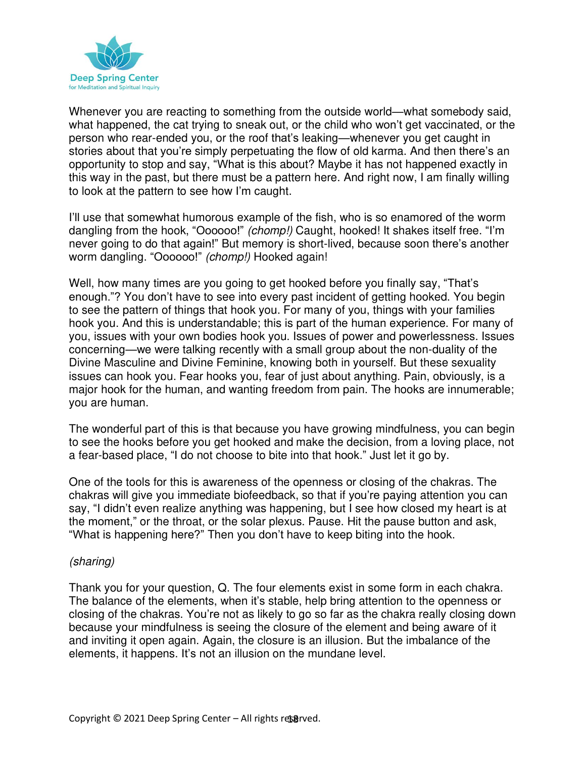Whenever you are reacting to something from the outside world—what somebody said, what happened, the cat trying to sneak out, or the child who won't get vaccinated, or the person who rear-ended you, or the roof that's leaking—whenever you get caught in stories about that you're simply perpetuating the flow of old karma. And then there's an opportunity to stop and say, "What is this about? Maybe it has not happened exactly in this way in the past, but there must be a pattern here. And right now, I am finally willing to look at the pattern to see how I'm caught.

I'll use that somewhat humorous example of the fish, who is so enamored of the worm dangling from the hook, "Oooooo!" *(chomp!)* Caught, hooked! It shakes itself free. "I'm never going to do that again!" But memory is short-lived, because soon there's another worm dangling. "Oooooo!" *(chomp!)* Hooked again!

Well, how many times are you going to get hooked before you finally say, "That's enough."? You don't have to see into every past incident of getting hooked. You begin to see the pattern of things that hook you. For many of you, things with your families hook you. And this is understandable; this is part of the human experience. For many of you, issues with your own bodies hook you. Issues of power and powerlessness. Issues concerning—we were talking recently with a small group about the non-duality of the Divine Masculine and Divine Feminine, knowing both in yourself. But these sexuality issues can hook you. Fear hooks you, fear of just about anything. Pain, obviously, is a major hook for the human, and wanting freedom from pain. The hooks are innumerable; you are human.

The wonderful part of this is that because you have growing mindfulness, you can begin to see the hooks before you get hooked and make the decision, from a loving place, not a fear-based place, "I do not choose to bite into that hook." Just let it go by.

One of the tools for this is awareness of the openness or closing of the chakras. The chakras will give you immediate biofeedback, so that if you're paying attention you can say, "I didn't even realize anything was happening, but I see how closed my heart is at the moment," or the throat, or the solar plexus. Pause. Hit the pause button and ask, "What is happening here?" Then you don't have to keep biting into the hook.

*(sharing)*

Thank you for your question, Q. The four elements exist in some form in each chakra. The balance of the elements, when it's stable, help bring attention to the openness or closing of the chakras. You're not as likely to go so far as the chakra really closing down because your mindfulness is seeing the closure of the element and being aware of it and inviting it open again. Again, the closure is an illusion. But the imbalance of the elements, it happens. It's not an illusion on the mundane level.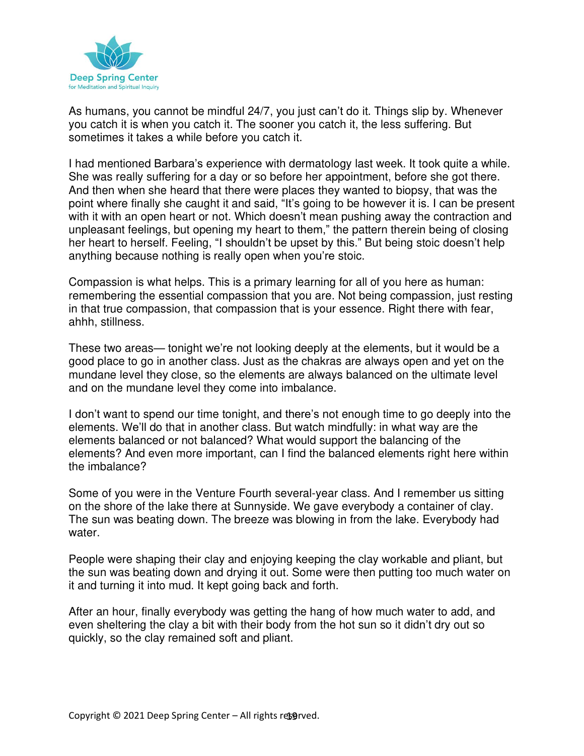As humans, you cannot be mindful 24/7, you just can't do it. Things slip by. Whenever you catch it is when you catch it. The sooner you catch it, the less suffering. But sometimes it takes a while before you catch it.

I had mentioned Barbara's experience with dermatology last week. It took quite a while. She was really suffering for a day or so before her appointment, before she got there. And then when she heard that there were places they wanted to biopsy, that was the point where finally she caught it and said, "It's going to be however it is. I can be present with it with an open heart or not. Which doesn't mean pushing away the contraction and unpleasant feelings, but opening my heart to them," the pattern therein being of closing her heart to herself. Feeling, "I shouldn't be upset by this." But being stoic doesn't help anything because nothing is really open when you're stoic.

Compassion is what helps. This is a primary learning for all of you here as human: remembering the essential compassion that you are. Not being compassion, just resting in that true compassion, that compassion that is your essence. Right there with fear, ahhh, stillness.

These two areas— tonight we're not looking deeply at the elements, but it would be a good place to go in another class. Just as the chakras are always open and yet on the mundane level they close, so the elements are always balanced on the ultimate level and on the mundane level they come into imbalance.

I don't want to spend our time tonight, and there's not enough time to go deeply into the elements. We'll do that in another class. But watch mindfully: in what way are the elements balanced or not balanced? What would support the balancing of the elements? And even more important, can I find the balanced elements right here within the imbalance?

Some of you were in the Venture Fourth several-year class. And I remember us sitting on the shore of the lake there at Sunnyside. We gave everybody a container of clay. The sun was beating down. The breeze was blowing in from the lake. Everybody had water.

People were shaping their clay and enjoying keeping the clay workable and pliant, but the sun was beating down and drying it out. Some were then putting too much water on it and turning it into mud. It kept going back and forth.

After an hour, finally everybody was getting the hang of how much water to add, and even sheltering the clay a bit with their body from the hot sun so it didn't dry out so quickly, so the clay remained soft and pliant.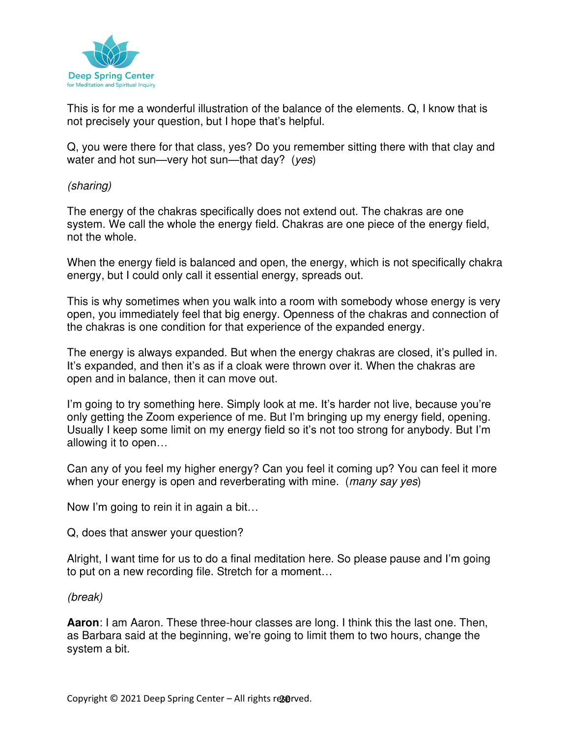This is for me a wonderful illustration of the balance of the elements. Q, I know that is not precisely your question, but I hope that's helpful.

Q, you were there for that class, yes? Do you remember sitting there with that clay and water and hot sun—very hot sun—that day? (*yes*)

*(sharing)*

The energy of the chakras specifically does not extend out. The chakras are one system. We call the whole the energy field. Chakras are one piece of the energy field, not the whole.

When the energy field is balanced and open, the energy, which is not specifically chakra energy, but I could only call it essential energy, spreads out.

This is why sometimes when you walk into a room with somebody whose energy is very open, you immediately feel that big energy. Openness of the chakras and connection of the chakras is one condition for that experience of the expanded energy.

The energy is always expanded. But when the energy chakras are closed, it's pulled in. It's expanded, and then it's as if a cloak were thrown over it. When the chakras are open and in balance, then it can move out.

I'm going to try something here. Simply look at me. It's harder not live, because you're only getting the Zoom experience of me. But I'm bringing up my energy field, opening. Usually I keep some limit on my energy field so it's not too strong for anybody. But I'm allowing it to open…

Can any of you feel my higher energy? Can you feel it coming up? You can feel it more when your energy is open and reverberating with mine. (*many say yes*)

Now I'm going to rein it in again a bit…

Q, does that answer your question?

Alright, I want time for us to do a final meditation here. So please pause and I'm going to put on a new recording file. Stretch for a moment…

*(break)*

**Aaron**: I am Aaron. These three-hour classes are long. I think this the last one. Then, as Barbara said at the beginning, we're going to limit them to two hours, change the system a bit.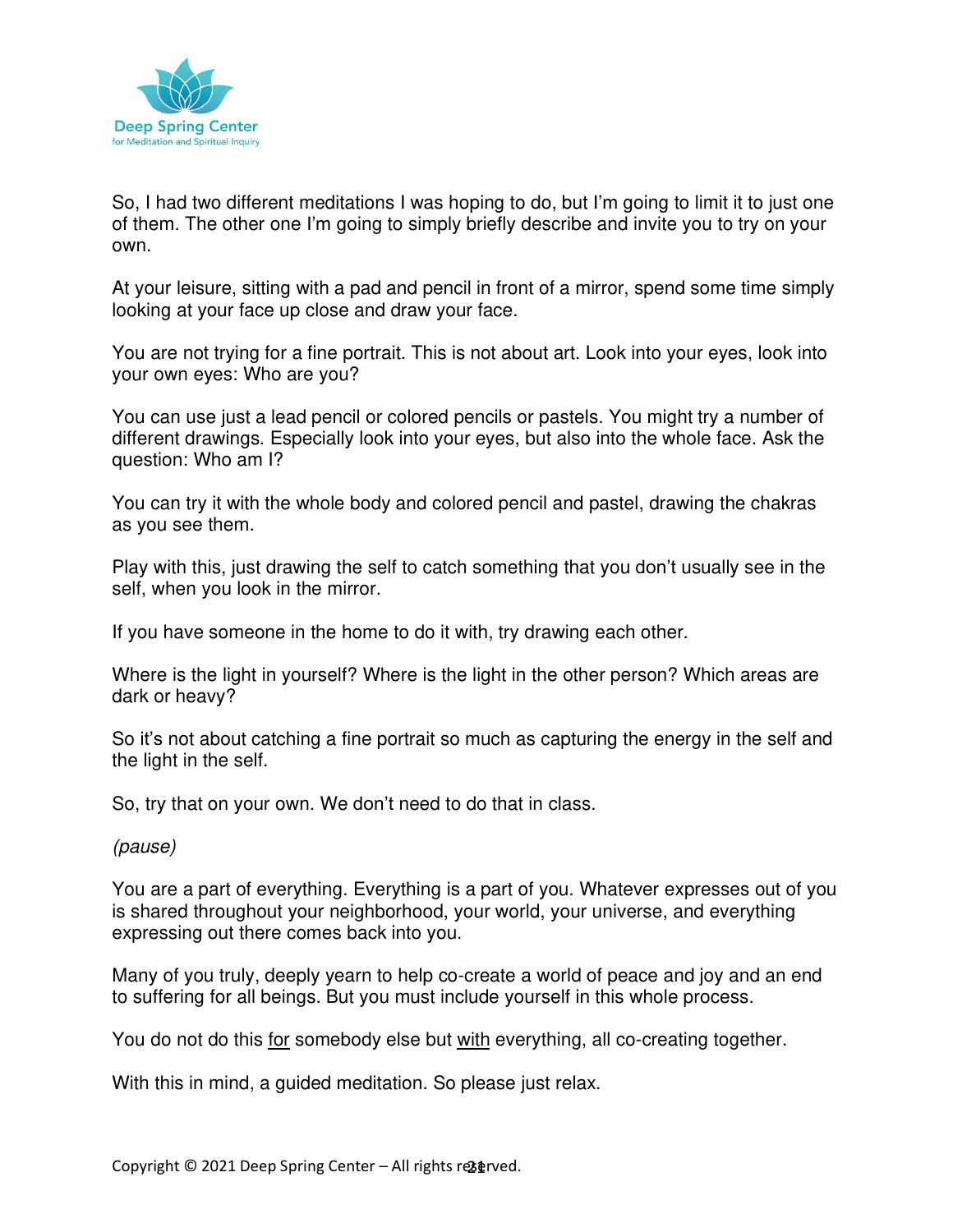So, I had two different meditations I was hoping to do, but I'm going to limit it to just one of them. The other one I'm going to simply briefly describe and invite you to try on your own.

At your leisure, sitting with a pad and pencil in front of a mirror, spend some time simply looking at your face up close and draw your face.

You are not trying for a fine portrait. This is not about art. Look into your eyes, look into your own eyes: Who are you?

You can use just a lead pencil or colored pencils or pastels. You might try a number of different drawings. Especially look into your eyes, but also into the whole face. Ask the question: Who am I?

You can try it with the whole body and colored pencil and pastel, drawing the chakras as you see them.

Play with this, just drawing the self to catch something that you don't usually see in the self, when you look in the mirror.

If you have someone in the home to do it with, try drawing each other.

Where is the light in yourself? Where is the light in the other person? Which areas are dark or heavy?

So it's not about catching a fine portrait so much as capturing the energy in the self and the light in the self.

So, try that on your own. We don't need to do that in class.

*(pause)*

You are a part of everything. Everything is a part of you. Whatever expresses out of you is shared throughout your neighborhood, your world, your universe, and everything expressing out there comes back into you.

Many of you truly, deeply yearn to help co-create a world of peace and joy and an end to suffering for all beings. But you must include yourself in this whole process.

You do not do this <u>for</u> somebody else but <u>with</u> everything, all co-creating together.

With this in mind, a guided meditation. So please just relax.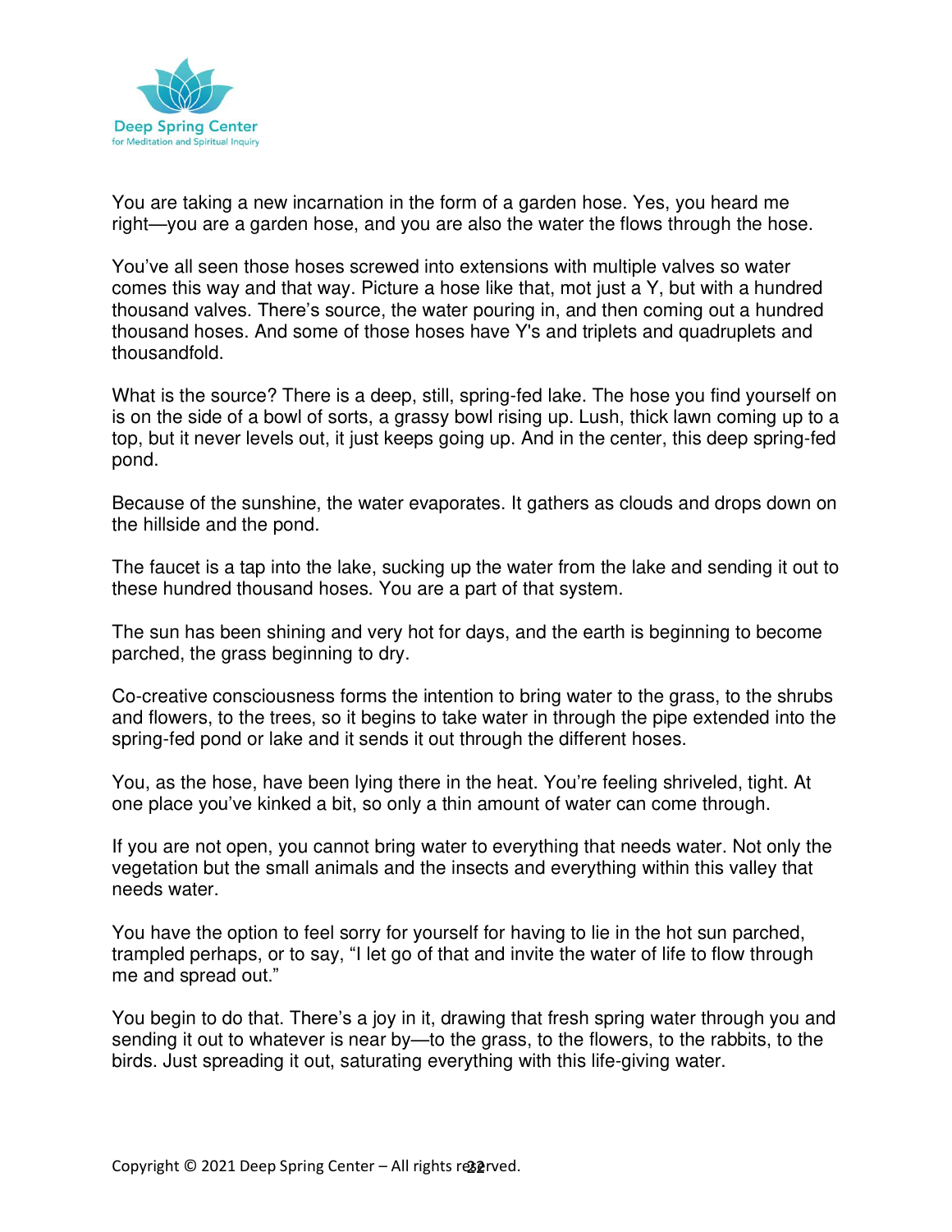You are taking a new incarnation in the form of a garden hose. Yes, you heard me right—you are a garden hose, and you are also the water the flows through the hose.

You've all seen those hoses screwed into extensions with multiple valves so water comes this way and that way. Picture a hose like that, mot just a Y, but with a hundred thousand valves. There's source, the water pouring in, and then coming out a hundred thousand hoses. And some of those hoses have Y's and triplets and quadruplets and thousandfold.

What is the source? There is a deep, still, spring-fed lake. The hose you find yourself on is on the side of a bowl of sorts, a grassy bowl rising up. Lush, thick lawn coming up to a top, but it never levels out, it just keeps going up. And in the center, this deep spring-fed pond.

Because of the sunshine, the water evaporates. It gathers as clouds and drops down on the hillside and the pond.

The faucet is a tap into the lake, sucking up the water from the lake and sending it out to these hundred thousand hoses. You are a part of that system.

The sun has been shining and very hot for days, and the earth is beginning to become parched, the grass beginning to dry.

Co-creative consciousness forms the intention to bring water to the grass, to the shrubs and flowers, to the trees, so it begins to take water in through the pipe extended into the spring-fed pond or lake and it sends it out through the different hoses.

You, as the hose, have been lying there in the heat. You're feeling shriveled, tight. At one place you've kinked a bit, so only a thin amount of water can come through.

If you are not open, you cannot bring water to everything that needs water. Not only the vegetation but the small animals and the insects and everything within this valley that needs water.

You have the option to feel sorry for yourself for having to lie in the hot sun parched, trampled perhaps, or to say, "I let go of that and invite the water of life to flow through me and spread out."

You begin to do that. There's a joy in it, drawing that fresh spring water through you and sending it out to whatever is near by—to the grass, to the flowers, to the rabbits, to the birds. Just spreading it out, saturating everything with this life-giving water.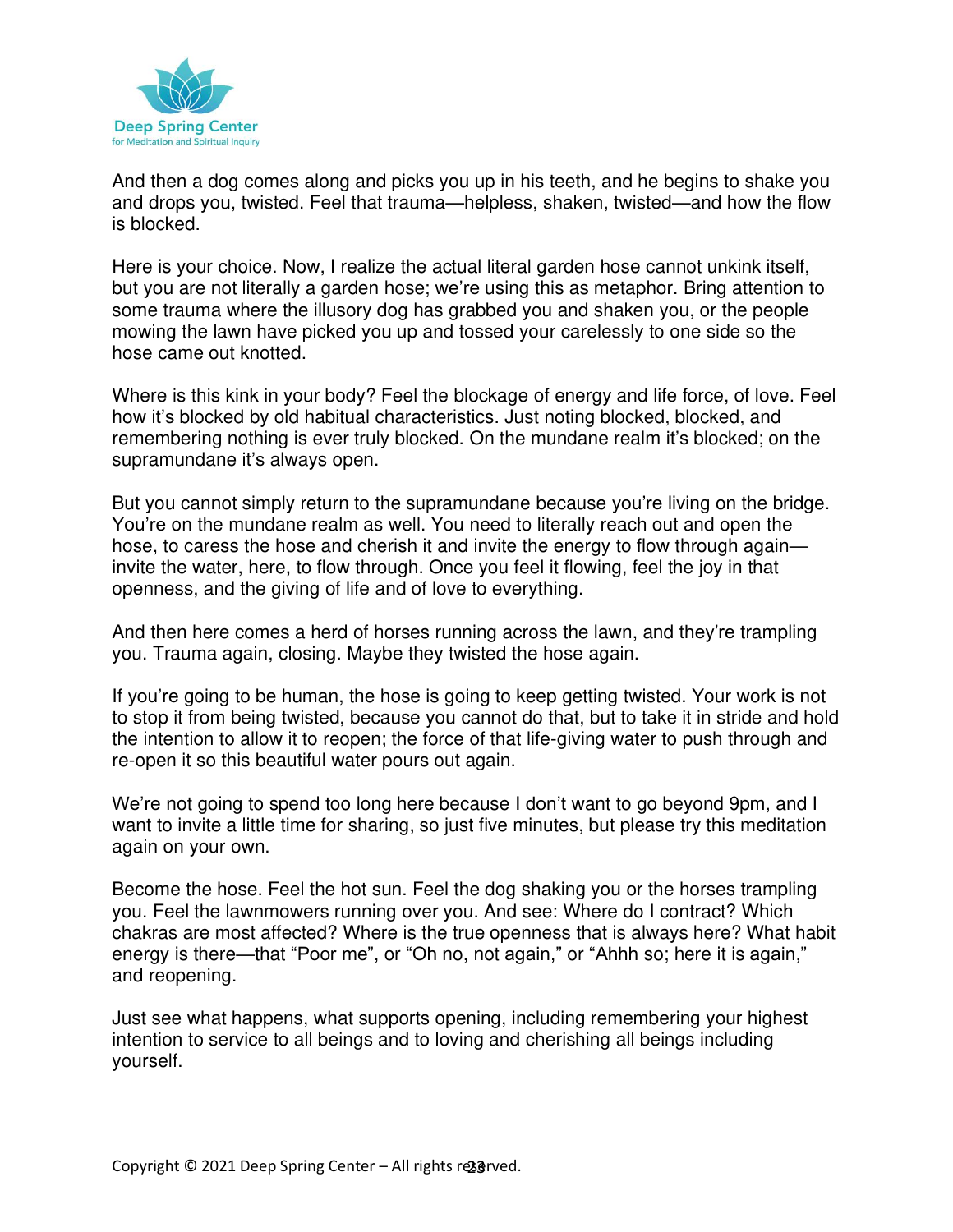And then a dog comes along and picks you up in his teeth, and he begins to shake you and drops you, twisted. Feel that trauma—helpless, shaken, twisted—and how the flow is blocked.

Here is your choice. Now, I realize the actual literal garden hose cannot unkink itself, but you are not literally a garden hose; we're using this as metaphor. Bring attention to some trauma where the illusory dog has grabbed you and shaken you, or the people mowing the lawn have picked you up and tossed your carelessly to one side so the hose came out knotted.

Where is this kink in your body? Feel the blockage of energy and life force, of love. Feel how it's blocked by old habitual characteristics. Just noting blocked, blocked, and remembering nothing is ever truly blocked. On the mundane realm it's blocked; on the supramundane it's always open.

But you cannot simply return to the supramundane because you're living on the bridge. You're on the mundane realm as well. You need to literally reach out and open the hose, to caress the hose and cherish it and invite the energy to flow through again—invite the water, here, to flow through. Once you feel it flowing, feel the joy in that openness, and the giving of life and of love to everything.

And then here comes a herd of horses running across the lawn, and they're trampling you. Trauma again, closing. Maybe they twisted the hose again.

If you're going to be human, the hose is going to keep getting twisted. Your work is not to stop it from being twisted, because you cannot do that, but to take it in stride and hold the intention to allow it to reopen; the force of that life-giving water to push through and re-open it so this beautiful water pours out again.

We're not going to spend too long here because I don't want to go beyond 9pm, and I want to invite a little time for sharing, so just five minutes, but please try this meditation again on your own.

Become the hose. Feel the hot sun. Feel the dog shaking you or the horses trampling you. Feel the lawnmowers running over you. And see: Where do I contract? Which chakras are most affected? Where is the true openness that is always here? What habit energy is there—that "Poor me", or "Oh no, not again," or "Ahhh so; here it is again," and reopening.

Just see what happens, what supports opening, including remembering your highest intention to service to all beings and to loving and cherishing all beings including yourself.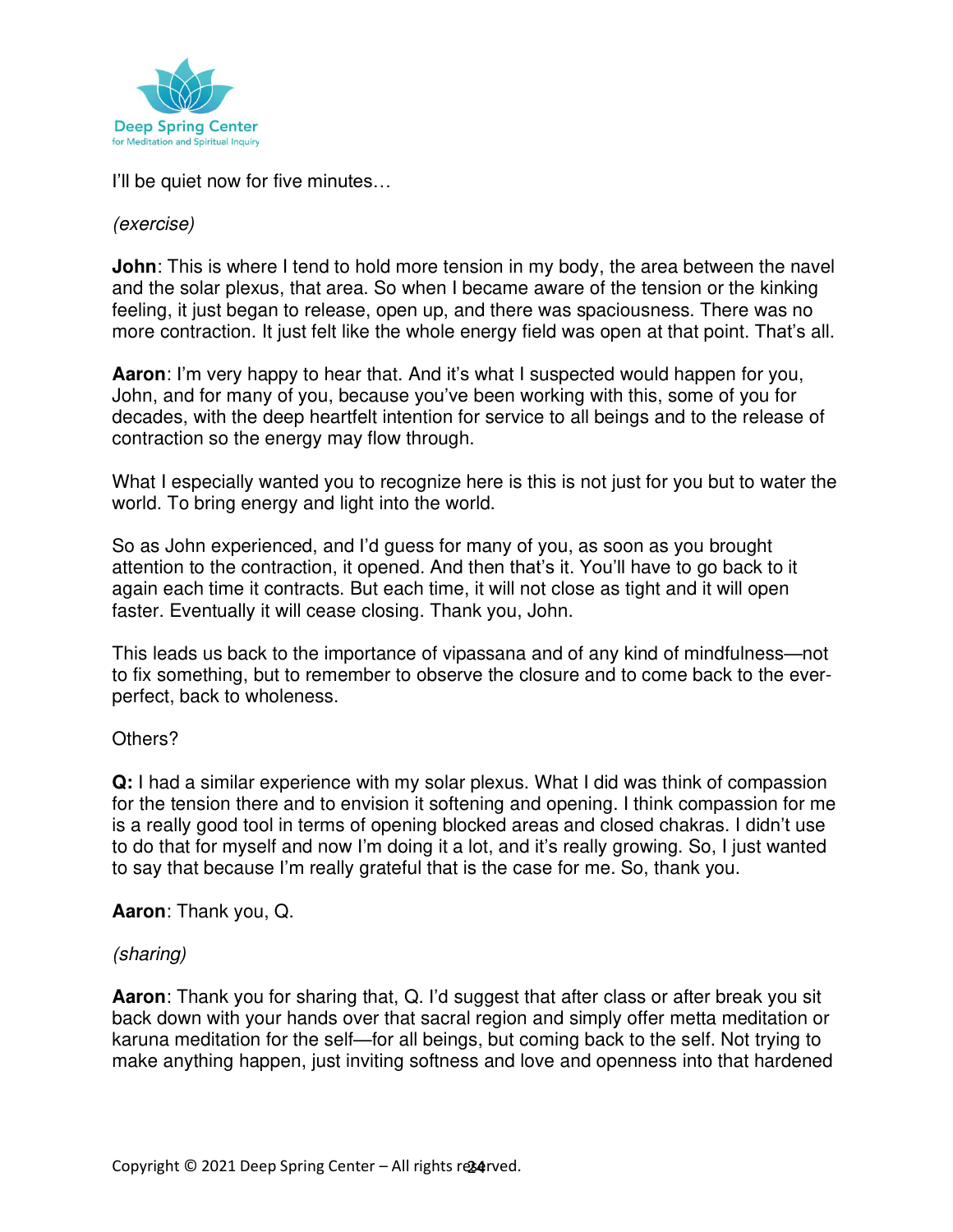I'll be quiet now for five minutes…

*(exercise)*

**John**: This is where I tend to hold more tension in my body, the area between the navel and the solar plexus, that area. So when I became aware of the tension or the kinking feeling, it just began to release, open up, and there was spaciousness. There was no more contraction. It just felt like the whole energy field was open at that point. That's all.

**Aaron**: I'm very happy to hear that. And it's what I suspected would happen for you, John, and for many of you, because you've been working with this, some of you for decades, with the deep heartfelt intention for service to all beings and to the release of contraction so the energy may flow through.

What I especially wanted you to recognize here is this is not just for you but to water the world. To bring energy and light into the world.

So as John experienced, and I'd guess for many of you, as soon as you brought attention to the contraction, it opened. And then that's it. You'll have to go back to it again each time it contracts. But each time, it will not close as tight and it will open faster. Eventually it will cease closing. Thank you, John.

This leads us back to the importance of vipassana and of any kind of mindfulness—not to fix something, but to remember to observe the closure and to come back to the ever-perfect, back to wholeness.

Others?

**Q:** I had a similar experience with my solar plexus. What I did was think of compassion for the tension there and to envision it softening and opening. I think compassion for me is a really good tool in terms of opening blocked areas and closed chakras. I didn't use to do that for myself and now I'm doing it a lot, and it's really growing. So, I just wanted to say that because I'm really grateful that is the case for me. So, thank you.

**Aaron**: Thank you, Q.

*(sharing)*

**Aaron**: Thank you for sharing that, Q. I'd suggest that after class or after break you sit back down with your hands over that sacral region and simply offer metta meditation or karuna meditation for the self—for all beings, but coming back to the self. Not trying to make anything happen, just inviting softness and love and openness into that hardened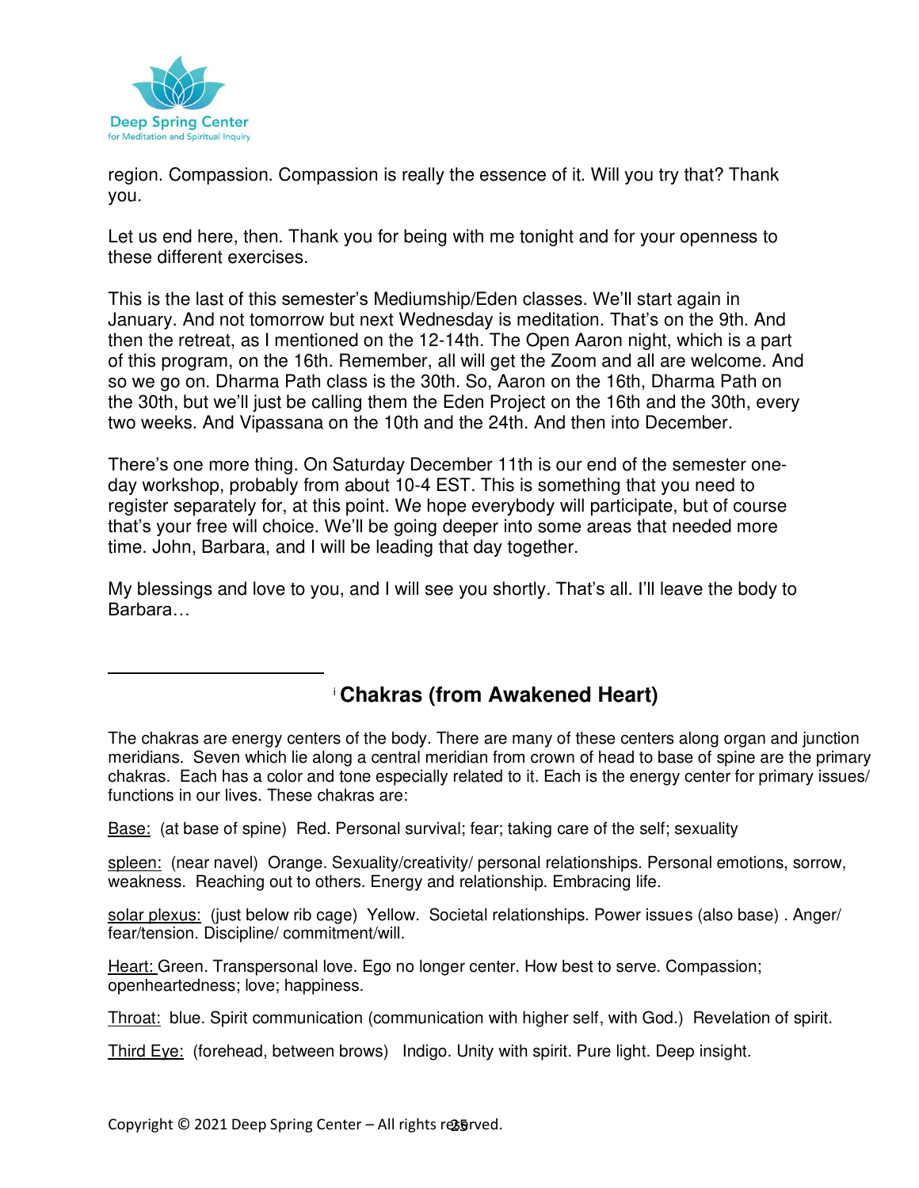region. Compassion. Compassion is really the essence of it. Will you try that? Thank you.

Let us end here, then. Thank you for being with me tonight and for your openness to these different exercises.

This is the last of this semester's Mediumship/Eden classes. We'll start again in January. And not tomorrow but next Wednesday is meditation. That's on the 9th. And then the retreat, as I mentioned on the 12-14th. The Open Aaron night, which is a part of this program, on the 16th. Remember, all will get the Zoom and all are welcome. And so we go on. Dharma Path class is the 30th. So, Aaron on the 16th, Dharma Path on the 30th, but we'll just be calling them the Eden Project on the 16th and the 30th, every two weeks. And Vipassana on the 10th and the 24th. And then into December.

There's one more thing. On Saturday December 11th is our end of the semester one-day workshop, probably from about 10-4 EST. This is something that you need to register separately for, at this point. We hope everybody will participate, but of course that's your free will choice. We'll be going deeper into some areas that needed more time. John, Barbara, and I will be leading that day together.

My blessings and love to you, and I will see you shortly. That's all. I'll leave the body to Barbara…

---

[i] **Chakras (from Awakened Heart)**

The chakras are energy centers of the body. There are many of these centers along organ and junction meridians. Seven which lie along a central meridian from crown of head to base of spine are the primary chakras. Each has a color and tone especially related to it. Each is the energy center for primary issues/ functions in our lives. These chakras are:

Base: (at base of spine) Red. Personal survival; fear; taking care of the self; sexuality

spleen: (near navel) Orange. Sexuality/creativity/ personal relationships. Personal emotions, sorrow, weakness. Reaching out to others. Energy and relationship. Embracing life.

solar plexus: (just below rib cage) Yellow. Societal relationships. Power issues (also base) . Anger/ fear/tension. Discipline/ commitment/will.

Heart: Green. Transpersonal love. Ego no longer center. How best to serve. Compassion; openheartedness; love; happiness.

Throat: blue. Spirit communication (communication with higher self, with God.) Revelation of spirit.

Third Eye: (forehead, between brows) Indigo. Unity with spirit. Pure light. Deep insight.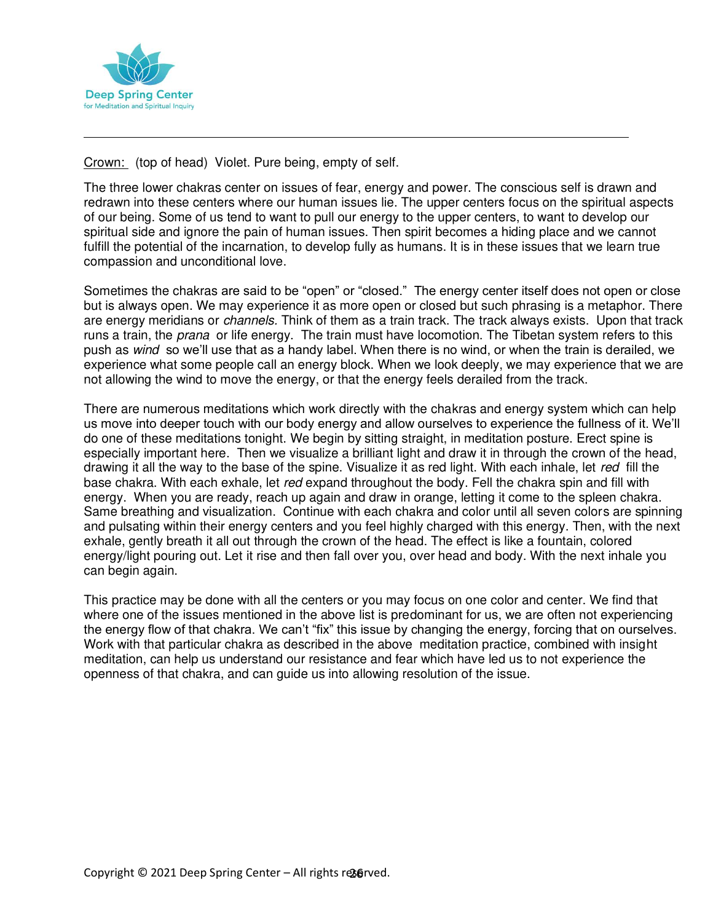<u>Crown:</u> (top of head) Violet. Pure being, empty of self.

The three lower chakras center on issues of fear, energy and power. The conscious self is drawn and redrawn into these centers where our human issues lie. The upper centers focus on the spiritual aspects of our being. Some of us tend to want to pull our energy to the upper centers, to want to develop our spiritual side and ignore the pain of human issues. Then spirit becomes a hiding place and we cannot fulfill the potential of the incarnation, to develop fully as humans. It is in these issues that we learn true compassion and unconditional love.

Sometimes the chakras are said to be "open" or "closed." The energy center itself does not open or close but is always open. We may experience it as more open or closed but such phrasing is a metaphor. There are energy meridians or *channels.* Think of them as a train track. The track always exists. Upon that track runs a train, the *prana* or life energy. The train must have locomotion. The Tibetan system refers to this push as *wind* so we'll use that as a handy label. When there is no wind, or when the train is derailed, we experience what some people call an energy block. When we look deeply, we may experience that we are not allowing the wind to move the energy, or that the energy feels derailed from the track.

There are numerous meditations which work directly with the chakras and energy system which can help us move into deeper touch with our body energy and allow ourselves to experience the fullness of it. We'll do one of these meditations tonight. We begin by sitting straight, in meditation posture. Erect spine is especially important here. Then we visualize a brilliant light and draw it in through the crown of the head, drawing it all the way to the base of the spine. Visualize it as red light. With each inhale, let *red* fill the base chakra. With each exhale, let *red* expand throughout the body. Fell the chakra spin and fill with energy. When you are ready, reach up again and draw in orange, letting it come to the spleen chakra. Same breathing and visualization. Continue with each chakra and color until all seven colors are spinning and pulsating within their energy centers and you feel highly charged with this energy. Then, with the next exhale, gently breath it all out through the crown of the head. The effect is like a fountain, colored energy/light pouring out. Let it rise and then fall over you, over head and body. With the next inhale you can begin again.

This practice may be done with all the centers or you may focus on one color and center. We find that where one of the issues mentioned in the above list is predominant for us, we are often not experiencing the energy flow of that chakra. We can't "fix" this issue by changing the energy, forcing that on ourselves. Work with that particular chakra as described in the above meditation practice, combined with insight meditation, can help us understand our resistance and fear which have led us to not experience the openness of that chakra, and can guide us into allowing resolution of the issue.